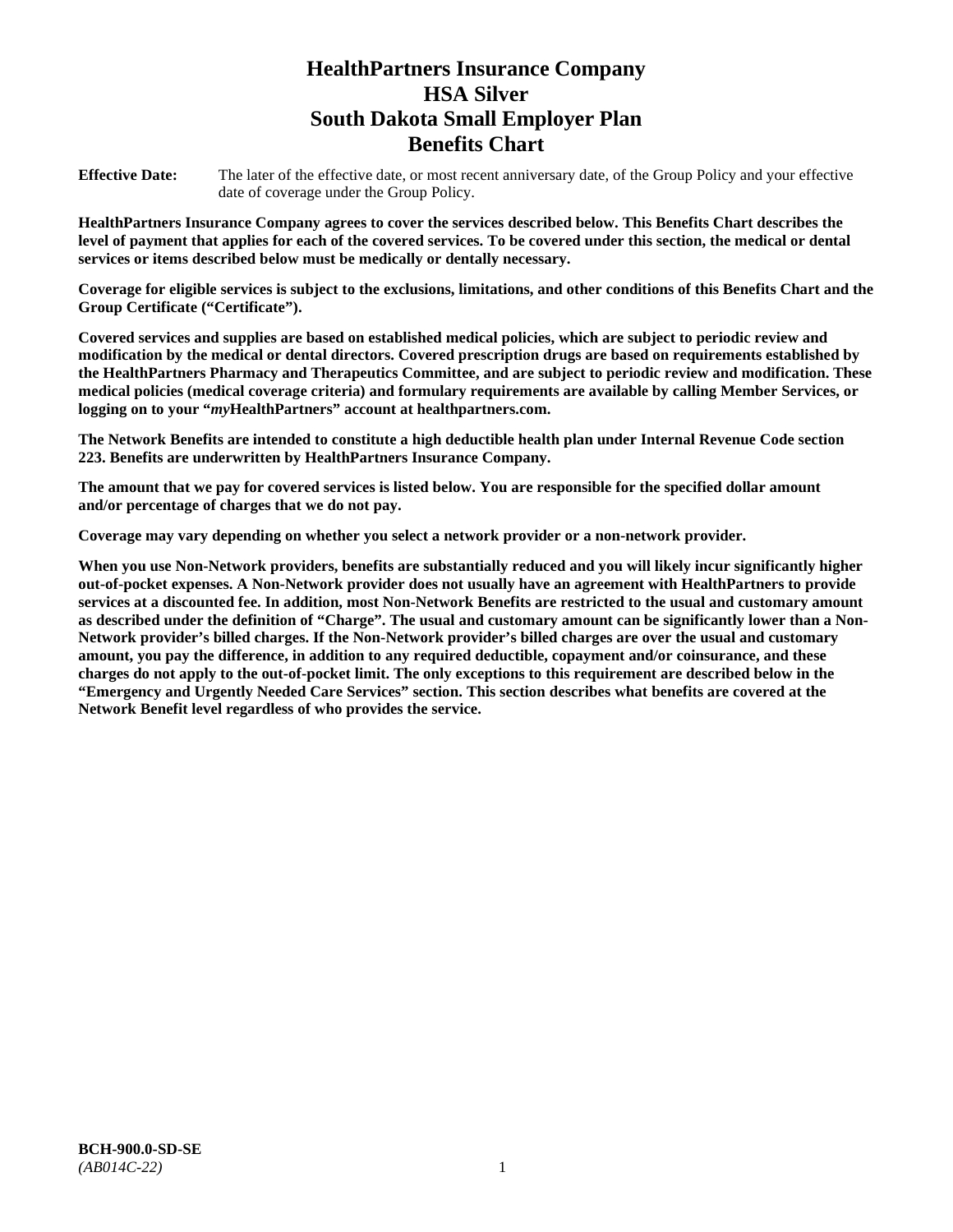# HealthPartners Insurance Company
# HSA Silver
# South Dakota Small Employer Plan
# Benefits Chart

**Effective Date:** The later of the effective date, or most recent anniversary date, of the Group Policy and your effective date of coverage under the Group Policy.

**HealthPartners Insurance Company agrees to cover the services described below. This Benefits Chart describes the level of payment that applies for each of the covered services. To be covered under this section, the medical or dental services or items described below must be medically or dentally necessary.**

**Coverage for eligible services is subject to the exclusions, limitations, and other conditions of this Benefits Chart and the Group Certificate ("Certificate").**

**Covered services and supplies are based on established medical policies, which are subject to periodic review and modification by the medical or dental directors. Covered prescription drugs are based on requirements established by the HealthPartners Pharmacy and Therapeutics Committee, and are subject to periodic review and modification. These medical policies (medical coverage criteria) and formulary requirements are available by calling Member Services, or logging on to your "*my*HealthPartners" account at healthpartners.com.**

**The Network Benefits are intended to constitute a high deductible health plan under Internal Revenue Code section 223. Benefits are underwritten by HealthPartners Insurance Company.**

**The amount that we pay for covered services is listed below. You are responsible for the specified dollar amount and/or percentage of charges that we do not pay.**

**Coverage may vary depending on whether you select a network provider or a non-network provider.**

**When you use Non-Network providers, benefits are substantially reduced and you will likely incur significantly higher out-of-pocket expenses. A Non-Network provider does not usually have an agreement with HealthPartners to provide services at a discounted fee. In addition, most Non-Network Benefits are restricted to the usual and customary amount as described under the definition of "Charge". The usual and customary amount can be significantly lower than a Non-Network provider's billed charges. If the Non-Network provider's billed charges are over the usual and customary amount, you pay the difference, in addition to any required deductible, copayment and/or coinsurance, and these charges do not apply to the out-of-pocket limit. The only exceptions to this requirement are described below in the "Emergency and Urgently Needed Care Services" section. This section describes what benefits are covered at the Network Benefit level regardless of who provides the service.**

**BCH-900.0-SD-SE**
*(AB014C-22)*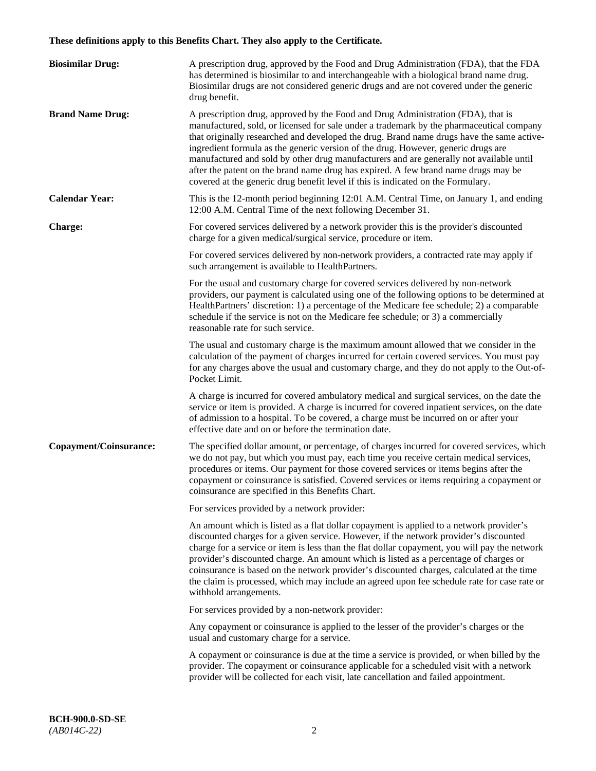**These definitions apply to this Benefits Chart. They also apply to the Certificate.**

**Biosimilar Drug:**

A prescription drug, approved by the Food and Drug Administration (FDA), that the FDA has determined is biosimilar to and interchangeable with a biological brand name drug. Biosimilar drugs are not considered generic drugs and are not covered under the generic drug benefit.

**Brand Name Drug:**

A prescription drug, approved by the Food and Drug Administration (FDA), that is manufactured, sold, or licensed for sale under a trademark by the pharmaceutical company that originally researched and developed the drug. Brand name drugs have the same active-ingredient formula as the generic version of the drug. However, generic drugs are manufactured and sold by other drug manufacturers and are generally not available until after the patent on the brand name drug has expired. A few brand name drugs may be covered at the generic drug benefit level if this is indicated on the Formulary.

**Calendar Year:**

This is the 12-month period beginning 12:01 A.M. Central Time, on January 1, and ending 12:00 A.M. Central Time of the next following December 31.

**Charge:**

For covered services delivered by a network provider this is the provider's discounted charge for a given medical/surgical service, procedure or item.

For covered services delivered by non-network providers, a contracted rate may apply if such arrangement is available to HealthPartners.

For the usual and customary charge for covered services delivered by non-network providers, our payment is calculated using one of the following options to be determined at HealthPartners' discretion: 1) a percentage of the Medicare fee schedule; 2) a comparable schedule if the service is not on the Medicare fee schedule; or 3) a commercially reasonable rate for such service.

The usual and customary charge is the maximum amount allowed that we consider in the calculation of the payment of charges incurred for certain covered services. You must pay for any charges above the usual and customary charge, and they do not apply to the Out-of-Pocket Limit.

A charge is incurred for covered ambulatory medical and surgical services, on the date the service or item is provided. A charge is incurred for covered inpatient services, on the date of admission to a hospital. To be covered, a charge must be incurred on or after your effective date and on or before the termination date.

**Copayment/Coinsurance:**

The specified dollar amount, or percentage, of charges incurred for covered services, which we do not pay, but which you must pay, each time you receive certain medical services, procedures or items. Our payment for those covered services or items begins after the copayment or coinsurance is satisfied. Covered services or items requiring a copayment or coinsurance are specified in this Benefits Chart.

For services provided by a network provider:

An amount which is listed as a flat dollar copayment is applied to a network provider's discounted charges for a given service. However, if the network provider's discounted charge for a service or item is less than the flat dollar copayment, you will pay the network provider's discounted charge. An amount which is listed as a percentage of charges or coinsurance is based on the network provider's discounted charges, calculated at the time the claim is processed, which may include an agreed upon fee schedule rate for case rate or withhold arrangements.

For services provided by a non-network provider:

Any copayment or coinsurance is applied to the lesser of the provider's charges or the usual and customary charge for a service.

A copayment or coinsurance is due at the time a service is provided, or when billed by the provider. The copayment or coinsurance applicable for a scheduled visit with a network provider will be collected for each visit, late cancellation and failed appointment.

**BCH-900.0-SD-SE**
*(AB014C-22)*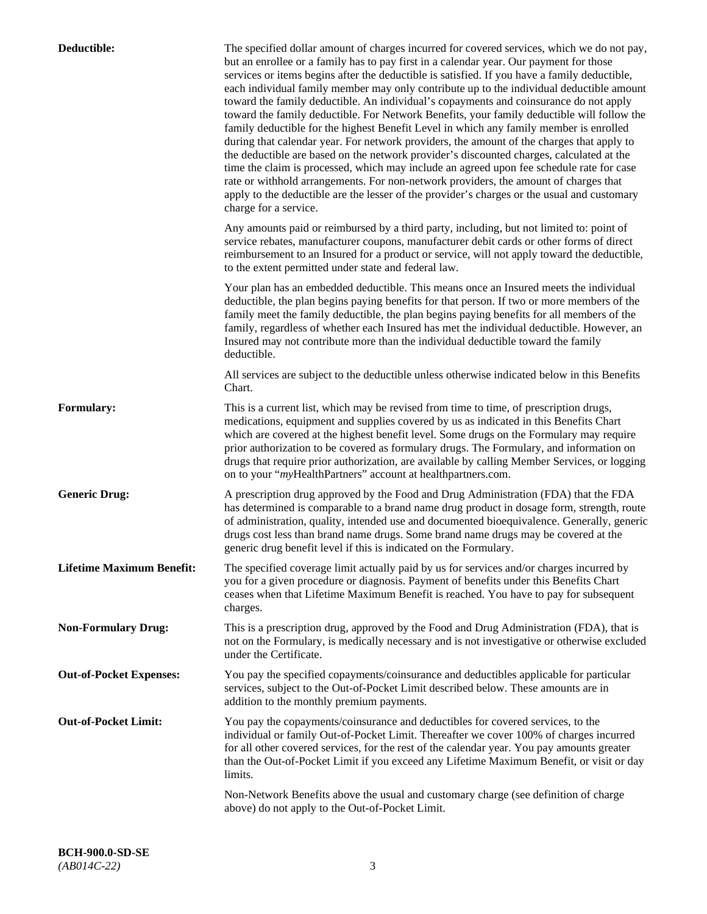**Deductible:** The specified dollar amount of charges incurred for covered services, which we do not pay, but an enrollee or a family has to pay first in a calendar year. Our payment for those services or items begins after the deductible is satisfied. If you have a family deductible, each individual family member may only contribute up to the individual deductible amount toward the family deductible. An individual's copayments and coinsurance do not apply toward the family deductible. For Network Benefits, your family deductible will follow the family deductible for the highest Benefit Level in which any family member is enrolled during that calendar year. For network providers, the amount of the charges that apply to the deductible are based on the network provider's discounted charges, calculated at the time the claim is processed, which may include an agreed upon fee schedule rate for case rate or withhold arrangements. For non-network providers, the amount of charges that apply to the deductible are the lesser of the provider's charges or the usual and customary charge for a service.

Any amounts paid or reimbursed by a third party, including, but not limited to: point of service rebates, manufacturer coupons, manufacturer debit cards or other forms of direct reimbursement to an Insured for a product or service, will not apply toward the deductible, to the extent permitted under state and federal law.

Your plan has an embedded deductible. This means once an Insured meets the individual deductible, the plan begins paying benefits for that person. If two or more members of the family meet the family deductible, the plan begins paying benefits for all members of the family, regardless of whether each Insured has met the individual deductible. However, an Insured may not contribute more than the individual deductible toward the family deductible.

All services are subject to the deductible unless otherwise indicated below in this Benefits Chart.

**Formulary:** This is a current list, which may be revised from time to time, of prescription drugs, medications, equipment and supplies covered by us as indicated in this Benefits Chart which are covered at the highest benefit level. Some drugs on the Formulary may require prior authorization to be covered as formulary drugs. The Formulary, and information on drugs that require prior authorization, are available by calling Member Services, or logging on to your "*my*HealthPartners" account at healthpartners.com.

**Generic Drug:** A prescription drug approved by the Food and Drug Administration (FDA) that the FDA has determined is comparable to a brand name drug product in dosage form, strength, route of administration, quality, intended use and documented bioequivalence. Generally, generic drugs cost less than brand name drugs. Some brand name drugs may be covered at the generic drug benefit level if this is indicated on the Formulary.

**Lifetime Maximum Benefit:** The specified coverage limit actually paid by us for services and/or charges incurred by you for a given procedure or diagnosis. Payment of benefits under this Benefits Chart ceases when that Lifetime Maximum Benefit is reached. You have to pay for subsequent charges.

**Non-Formulary Drug:** This is a prescription drug, approved by the Food and Drug Administration (FDA), that is not on the Formulary, is medically necessary and is not investigative or otherwise excluded under the Certificate.

**Out-of-Pocket Expenses:** You pay the specified copayments/coinsurance and deductibles applicable for particular services, subject to the Out-of-Pocket Limit described below. These amounts are in addition to the monthly premium payments.

**Out-of-Pocket Limit:** You pay the copayments/coinsurance and deductibles for covered services, to the individual or family Out-of-Pocket Limit. Thereafter we cover 100% of charges incurred for all other covered services, for the rest of the calendar year. You pay amounts greater than the Out-of-Pocket Limit if you exceed any Lifetime Maximum Benefit, or visit or day limits.

Non-Network Benefits above the usual and customary charge (see definition of charge above) do not apply to the Out-of-Pocket Limit.

**BCH-900.0-SD-SE**
*(AB014C-22)*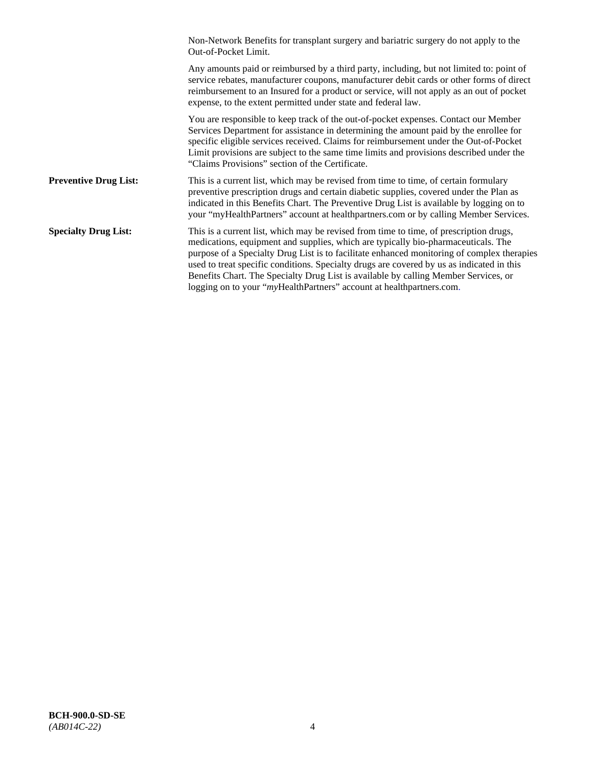Non-Network Benefits for transplant surgery and bariatric surgery do not apply to the Out-of-Pocket Limit.

Any amounts paid or reimbursed by a third party, including, but not limited to: point of service rebates, manufacturer coupons, manufacturer debit cards or other forms of direct reimbursement to an Insured for a product or service, will not apply as an out of pocket expense, to the extent permitted under state and federal law.

You are responsible to keep track of the out-of-pocket expenses. Contact our Member Services Department for assistance in determining the amount paid by the enrollee for specific eligible services received. Claims for reimbursement under the Out-of-Pocket Limit provisions are subject to the same time limits and provisions described under the "Claims Provisions" section of the Certificate.

**Preventive Drug List:** This is a current list, which may be revised from time to time, of certain formulary preventive prescription drugs and certain diabetic supplies, covered under the Plan as indicated in this Benefits Chart. The Preventive Drug List is available by logging on to your "myHealthPartners" account at healthpartners.com or by calling Member Services.

**Specialty Drug List:** This is a current list, which may be revised from time to time, of prescription drugs, medications, equipment and supplies, which are typically bio-pharmaceuticals. The purpose of a Specialty Drug List is to facilitate enhanced monitoring of complex therapies used to treat specific conditions. Specialty drugs are covered by us as indicated in this Benefits Chart. The Specialty Drug List is available by calling Member Services, or logging on to your "*my*HealthPartners" account at healthpartners.com.

**BCH-900.0-SD-SE**
*(AB014C-22)*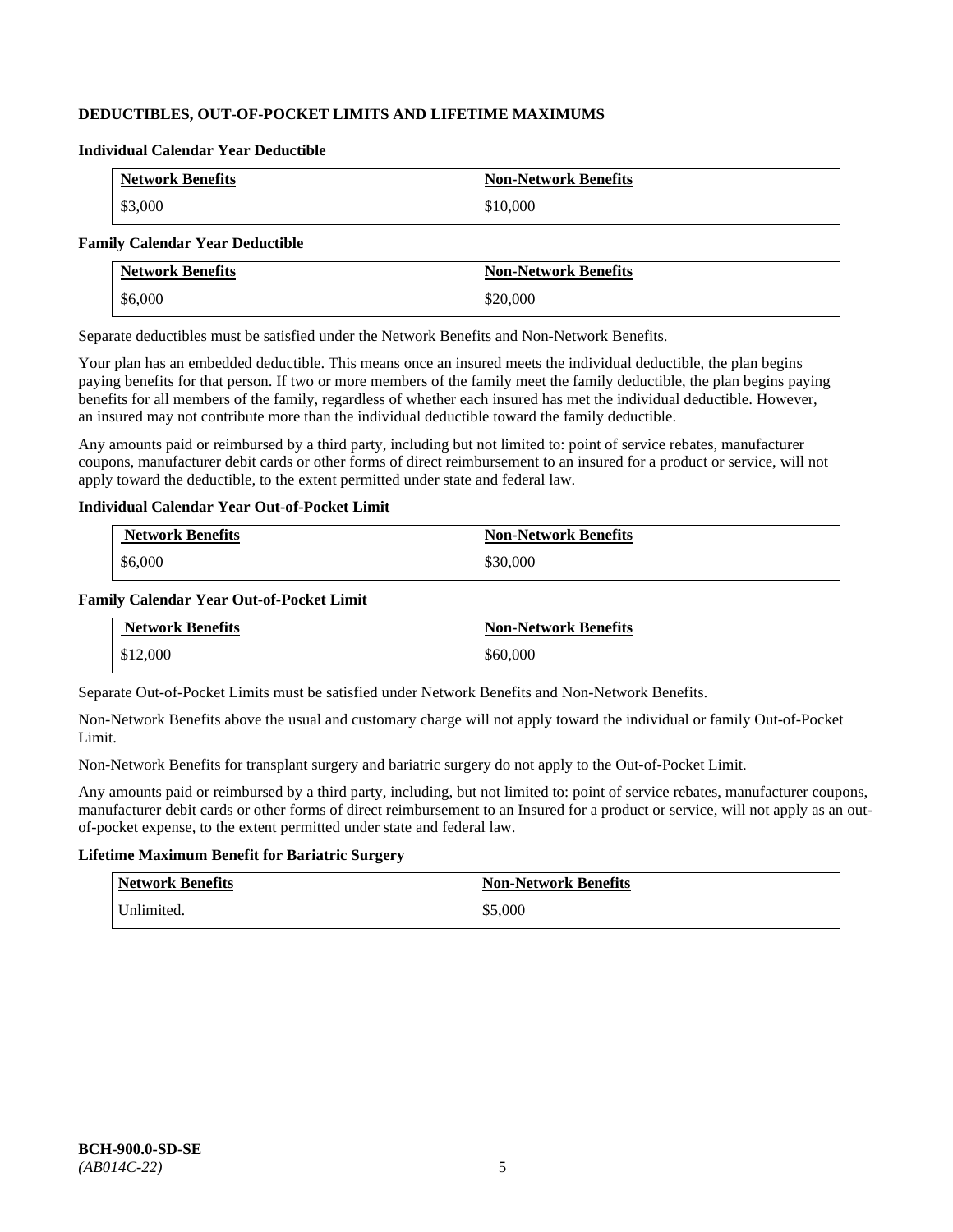## DEDUCTIBLES, OUT-OF-POCKET LIMITS AND LIFETIME MAXIMUMS

### Individual Calendar Year Deductible

| Network Benefits | Non-Network Benefits |
|---|---|
| $3,000 | $10,000 |

### Family Calendar Year Deductible

| Network Benefits | Non-Network Benefits |
|---|---|
| $6,000 | $20,000 |

Separate deductibles must be satisfied under the Network Benefits and Non-Network Benefits.

Your plan has an embedded deductible. This means once an insured meets the individual deductible, the plan begins paying benefits for that person. If two or more members of the family meet the family deductible, the plan begins paying benefits for all members of the family, regardless of whether each insured has met the individual deductible. However, an insured may not contribute more than the individual deductible toward the family deductible.

Any amounts paid or reimbursed by a third party, including but not limited to: point of service rebates, manufacturer coupons, manufacturer debit cards or other forms of direct reimbursement to an insured for a product or service, will not apply toward the deductible, to the extent permitted under state and federal law.

### Individual Calendar Year Out-of-Pocket Limit

| Network Benefits | Non-Network Benefits |
|---|---|
| $6,000 | $30,000 |

### Family Calendar Year Out-of-Pocket Limit

| Network Benefits | Non-Network Benefits |
|---|---|
| $12,000 | $60,000 |

Separate Out-of-Pocket Limits must be satisfied under Network Benefits and Non-Network Benefits.

Non-Network Benefits above the usual and customary charge will not apply toward the individual or family Out-of-Pocket Limit.

Non-Network Benefits for transplant surgery and bariatric surgery do not apply to the Out-of-Pocket Limit.

Any amounts paid or reimbursed by a third party, including, but not limited to: point of service rebates, manufacturer coupons, manufacturer debit cards or other forms of direct reimbursement to an Insured for a product or service, will not apply as an out-of-pocket expense, to the extent permitted under state and federal law.

### Lifetime Maximum Benefit for Bariatric Surgery

| Network Benefits | Non-Network Benefits |
|---|---|
| Unlimited. | $5,000 |

**BCH-900.0-SD-SE**
*(AB014C-22)*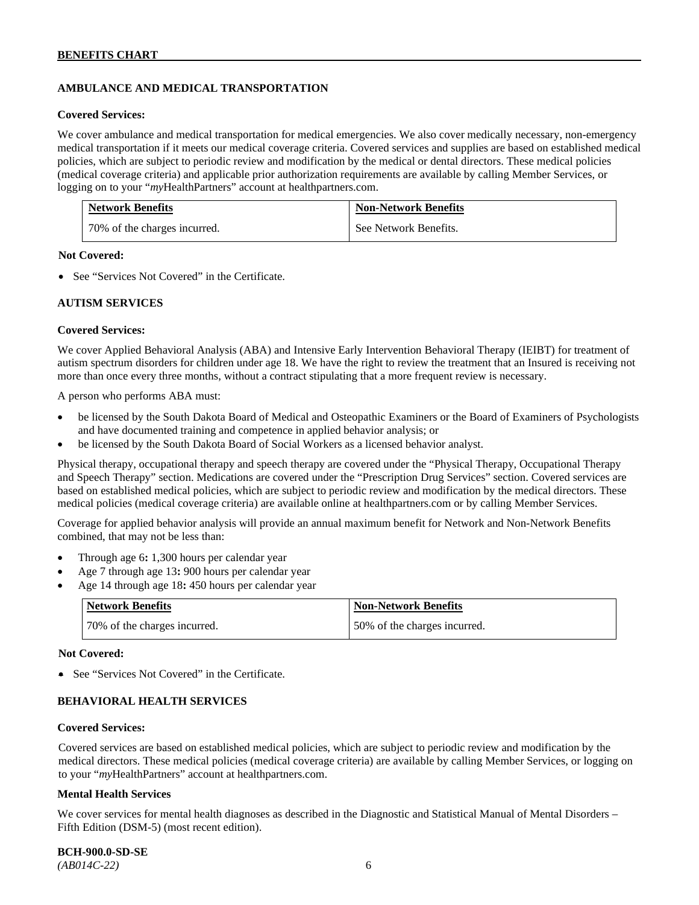## AMBULANCE AND MEDICAL TRANSPORTATION

**Covered Services:**

We cover ambulance and medical transportation for medical emergencies. We also cover medically necessary, non-emergency medical transportation if it meets our medical coverage criteria. Covered services and supplies are based on established medical policies, which are subject to periodic review and modification by the medical or dental directors. These medical policies (medical coverage criteria) and applicable prior authorization requirements are available by calling Member Services, or logging on to your "*my*HealthPartners" account at healthpartners.com.

| Network Benefits | Non-Network Benefits |
|---|---|
| 70% of the charges incurred. | See Network Benefits. |

**Not Covered:**

- See "Services Not Covered" in the Certificate.

## AUTISM SERVICES

**Covered Services:**

We cover Applied Behavioral Analysis (ABA) and Intensive Early Intervention Behavioral Therapy (IEIBT) for treatment of autism spectrum disorders for children under age 18. We have the right to review the treatment that an Insured is receiving not more than once every three months, without a contract stipulating that a more frequent review is necessary.

A person who performs ABA must:

- be licensed by the South Dakota Board of Medical and Osteopathic Examiners or the Board of Examiners of Psychologists and have documented training and competence in applied behavior analysis; or
- be licensed by the South Dakota Board of Social Workers as a licensed behavior analyst.

Physical therapy, occupational therapy and speech therapy are covered under the "Physical Therapy, Occupational Therapy and Speech Therapy" section. Medications are covered under the "Prescription Drug Services" section. Covered services are based on established medical policies, which are subject to periodic review and modification by the medical directors. These medical policies (medical coverage criteria) are available online at healthpartners.com or by calling Member Services.

Coverage for applied behavior analysis will provide an annual maximum benefit for Network and Non-Network Benefits combined, that may not be less than:

- Through age 6**:** 1,300 hours per calendar year
- Age 7 through age 13**:** 900 hours per calendar year
- Age 14 through age 18**:** 450 hours per calendar year

| Network Benefits | Non-Network Benefits |
|---|---|
| 70% of the charges incurred. | 50% of the charges incurred. |

**Not Covered:**

- See "Services Not Covered" in the Certificate.

## BEHAVIORAL HEALTH SERVICES

**Covered Services:**

Covered services are based on established medical policies, which are subject to periodic review and modification by the medical directors. These medical policies (medical coverage criteria) are available by calling Member Services, or logging on to your "*my*HealthPartners" account at healthpartners.com.

**Mental Health Services**

We cover services for mental health diagnoses as described in the Diagnostic and Statistical Manual of Mental Disorders – Fifth Edition (DSM-5) (most recent edition).

**BCH-900.0-SD-SE**
*(AB014C-22)*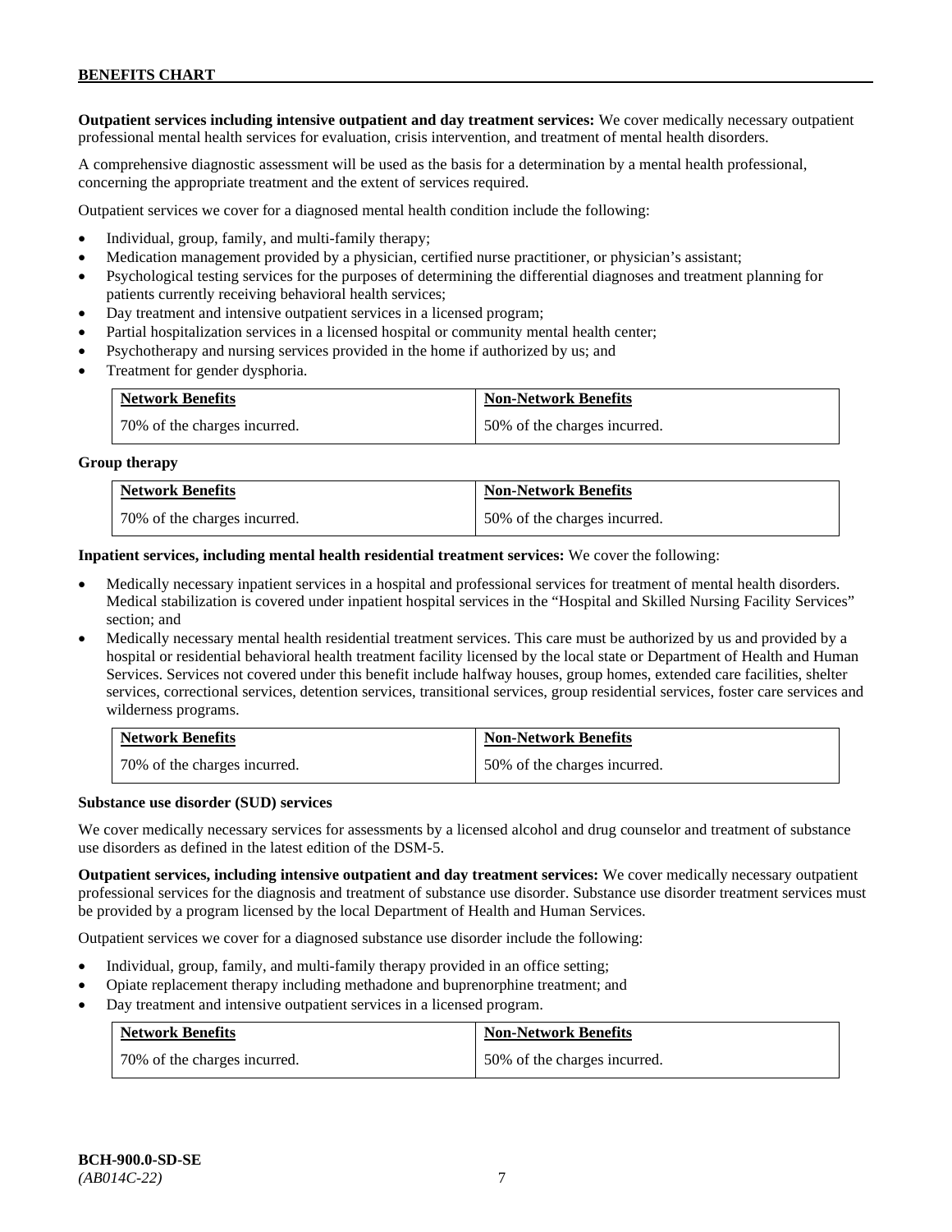**Outpatient services including intensive outpatient and day treatment services:** We cover medically necessary outpatient professional mental health services for evaluation, crisis intervention, and treatment of mental health disorders.

A comprehensive diagnostic assessment will be used as the basis for a determination by a mental health professional, concerning the appropriate treatment and the extent of services required.

Outpatient services we cover for a diagnosed mental health condition include the following:

- Individual, group, family, and multi-family therapy;
- Medication management provided by a physician, certified nurse practitioner, or physician's assistant;
- Psychological testing services for the purposes of determining the differential diagnoses and treatment planning for patients currently receiving behavioral health services;
- Day treatment and intensive outpatient services in a licensed program;
- Partial hospitalization services in a licensed hospital or community mental health center;
- Psychotherapy and nursing services provided in the home if authorized by us; and
- Treatment for gender dysphoria.

| Network Benefits | Non-Network Benefits |
| --- | --- |
| 70% of the charges incurred. | 50% of the charges incurred. |

**Group therapy**

| Network Benefits | Non-Network Benefits |
| --- | --- |
| 70% of the charges incurred. | 50% of the charges incurred. |

**Inpatient services, including mental health residential treatment services:** We cover the following:

- Medically necessary inpatient services in a hospital and professional services for treatment of mental health disorders. Medical stabilization is covered under inpatient hospital services in the "Hospital and Skilled Nursing Facility Services" section; and
- Medically necessary mental health residential treatment services. This care must be authorized by us and provided by a hospital or residential behavioral health treatment facility licensed by the local state or Department of Health and Human Services. Services not covered under this benefit include halfway houses, group homes, extended care facilities, shelter services, correctional services, detention services, transitional services, group residential services, foster care services and wilderness programs.

| Network Benefits | Non-Network Benefits |
| --- | --- |
| 70% of the charges incurred. | 50% of the charges incurred. |

**Substance use disorder (SUD) services**

We cover medically necessary services for assessments by a licensed alcohol and drug counselor and treatment of substance use disorders as defined in the latest edition of the DSM-5.

**Outpatient services, including intensive outpatient and day treatment services:** We cover medically necessary outpatient professional services for the diagnosis and treatment of substance use disorder. Substance use disorder treatment services must be provided by a program licensed by the local Department of Health and Human Services.

Outpatient services we cover for a diagnosed substance use disorder include the following:

- Individual, group, family, and multi-family therapy provided in an office setting;
- Opiate replacement therapy including methadone and buprenorphine treatment; and
- Day treatment and intensive outpatient services in a licensed program.

| Network Benefits | Non-Network Benefits |
| --- | --- |
| 70% of the charges incurred. | 50% of the charges incurred. |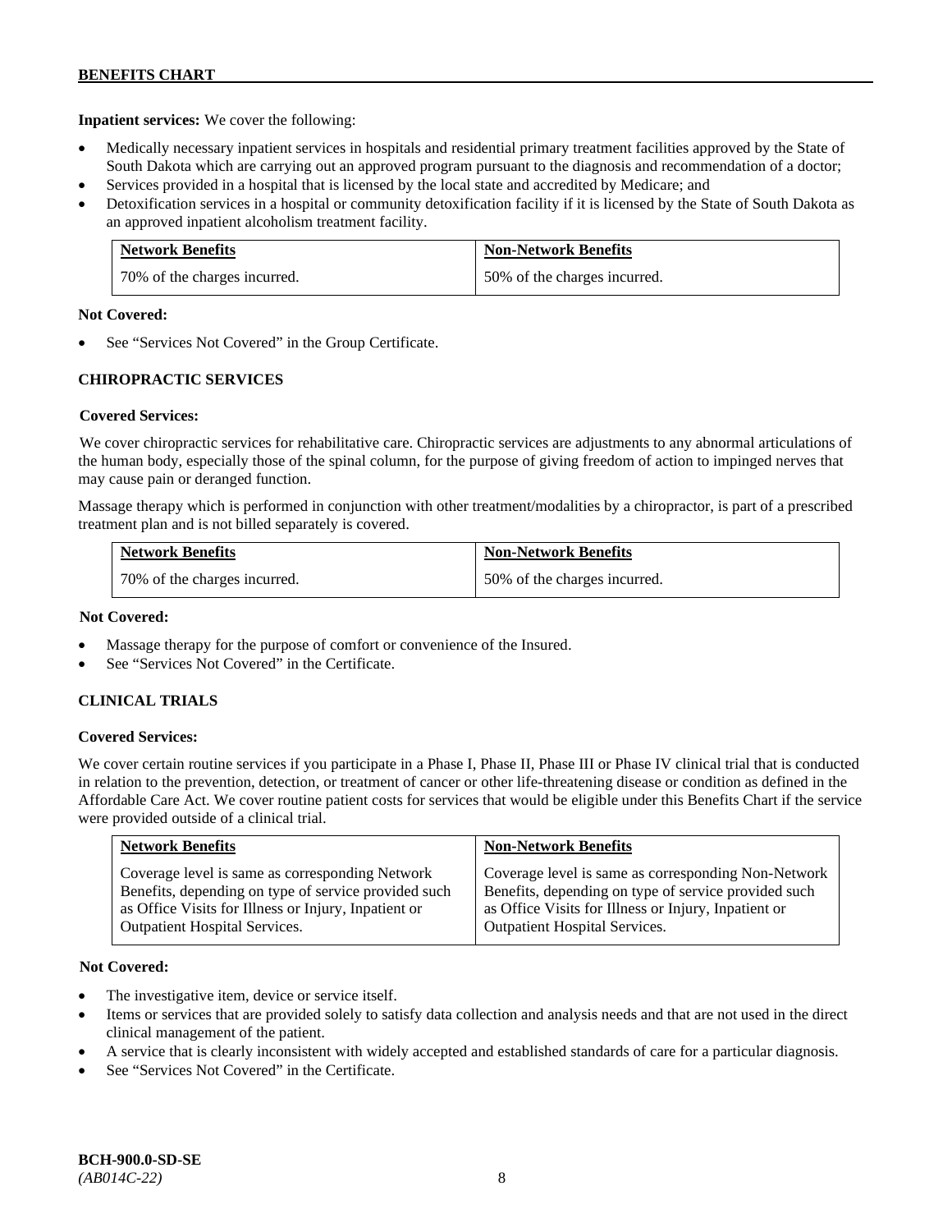**Inpatient services:** We cover the following:

- Medically necessary inpatient services in hospitals and residential primary treatment facilities approved by the State of South Dakota which are carrying out an approved program pursuant to the diagnosis and recommendation of a doctor;
- Services provided in a hospital that is licensed by the local state and accredited by Medicare; and
- Detoxification services in a hospital or community detoxification facility if it is licensed by the State of South Dakota as an approved inpatient alcoholism treatment facility.

| Network Benefits | Non-Network Benefits |
|---|---|
| 70% of the charges incurred. | 50% of the charges incurred. |

**Not Covered:**

- See "Services Not Covered" in the Group Certificate.

### CHIROPRACTIC SERVICES

**Covered Services:**

We cover chiropractic services for rehabilitative care. Chiropractic services are adjustments to any abnormal articulations of the human body, especially those of the spinal column, for the purpose of giving freedom of action to impinged nerves that may cause pain or deranged function.

Massage therapy which is performed in conjunction with other treatment/modalities by a chiropractor, is part of a prescribed treatment plan and is not billed separately is covered.

| Network Benefits | Non-Network Benefits |
|---|---|
| 70% of the charges incurred. | 50% of the charges incurred. |

**Not Covered:**

- Massage therapy for the purpose of comfort or convenience of the Insured.
- See "Services Not Covered" in the Certificate.

### CLINICAL TRIALS

**Covered Services:**

We cover certain routine services if you participate in a Phase I, Phase II, Phase III or Phase IV clinical trial that is conducted in relation to the prevention, detection, or treatment of cancer or other life-threatening disease or condition as defined in the Affordable Care Act. We cover routine patient costs for services that would be eligible under this Benefits Chart if the service were provided outside of a clinical trial.

| Network Benefits | Non-Network Benefits |
|---|---|
| Coverage level is same as corresponding Network Benefits, depending on type of service provided such as Office Visits for Illness or Injury, Inpatient or Outpatient Hospital Services. | Coverage level is same as corresponding Non-Network Benefits, depending on type of service provided such as Office Visits for Illness or Injury, Inpatient or Outpatient Hospital Services. |

**Not Covered:**

- The investigative item, device or service itself.
- Items or services that are provided solely to satisfy data collection and analysis needs and that are not used in the direct clinical management of the patient.
- A service that is clearly inconsistent with widely accepted and established standards of care for a particular diagnosis.
- See "Services Not Covered" in the Certificate.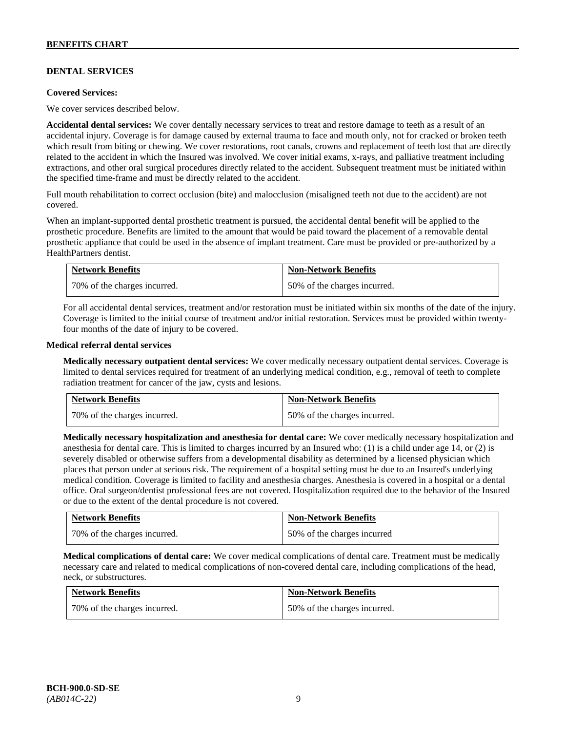## DENTAL SERVICES

**Covered Services:**

We cover services described below.

**Accidental dental services:** We cover dentally necessary services to treat and restore damage to teeth as a result of an accidental injury. Coverage is for damage caused by external trauma to face and mouth only, not for cracked or broken teeth which result from biting or chewing. We cover restorations, root canals, crowns and replacement of teeth lost that are directly related to the accident in which the Insured was involved. We cover initial exams, x-rays, and palliative treatment including extractions, and other oral surgical procedures directly related to the accident. Subsequent treatment must be initiated within the specified time-frame and must be directly related to the accident.

Full mouth rehabilitation to correct occlusion (bite) and malocclusion (misaligned teeth not due to the accident) are not covered.

When an implant-supported dental prosthetic treatment is pursued, the accidental dental benefit will be applied to the prosthetic procedure. Benefits are limited to the amount that would be paid toward the placement of a removable dental prosthetic appliance that could be used in the absence of implant treatment. Care must be provided or pre-authorized by a HealthPartners dentist.

| Network Benefits | Non-Network Benefits |
|---|---|
| 70% of the charges incurred. | 50% of the charges incurred. |

For all accidental dental services, treatment and/or restoration must be initiated within six months of the date of the injury. Coverage is limited to the initial course of treatment and/or initial restoration. Services must be provided within twenty-four months of the date of injury to be covered.

**Medical referral dental services**

**Medically necessary outpatient dental services:** We cover medically necessary outpatient dental services. Coverage is limited to dental services required for treatment of an underlying medical condition, e.g., removal of teeth to complete radiation treatment for cancer of the jaw, cysts and lesions.

| Network Benefits | Non-Network Benefits |
|---|---|
| 70% of the charges incurred. | 50% of the charges incurred. |

**Medically necessary hospitalization and anesthesia for dental care:** We cover medically necessary hospitalization and anesthesia for dental care. This is limited to charges incurred by an Insured who: (1) is a child under age 14, or (2) is severely disabled or otherwise suffers from a developmental disability as determined by a licensed physician which places that person under at serious risk. The requirement of a hospital setting must be due to an Insured's underlying medical condition. Coverage is limited to facility and anesthesia charges. Anesthesia is covered in a hospital or a dental office. Oral surgeon/dentist professional fees are not covered. Hospitalization required due to the behavior of the Insured or due to the extent of the dental procedure is not covered.

| Network Benefits | Non-Network Benefits |
|---|---|
| 70% of the charges incurred. | 50% of the charges incurred |

**Medical complications of dental care:** We cover medical complications of dental care. Treatment must be medically necessary care and related to medical complications of non-covered dental care, including complications of the head, neck, or substructures.

| Network Benefits | Non-Network Benefits |
|---|---|
| 70% of the charges incurred. | 50% of the charges incurred. |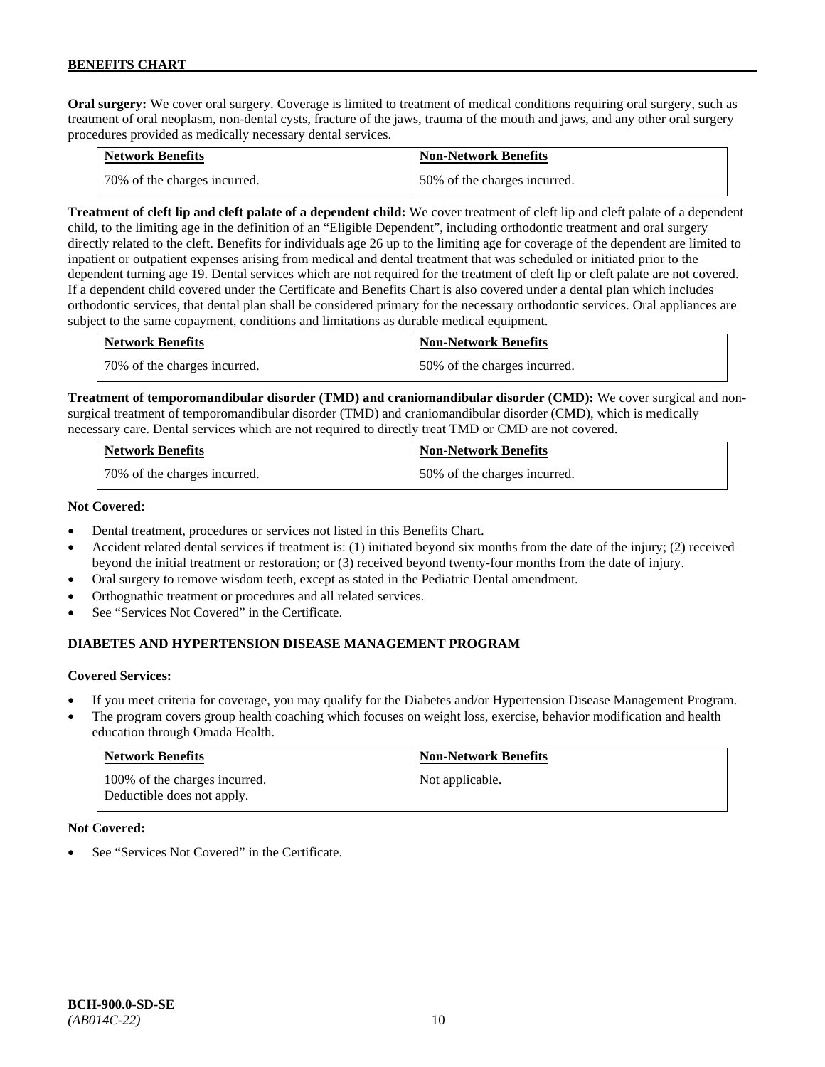**Oral surgery:** We cover oral surgery. Coverage is limited to treatment of medical conditions requiring oral surgery, such as treatment of oral neoplasm, non-dental cysts, fracture of the jaws, trauma of the mouth and jaws, and any other oral surgery procedures provided as medically necessary dental services.

| Network Benefits | Non-Network Benefits |
| --- | --- |
| 70% of the charges incurred. | 50% of the charges incurred. |

**Treatment of cleft lip and cleft palate of a dependent child:** We cover treatment of cleft lip and cleft palate of a dependent child, to the limiting age in the definition of an "Eligible Dependent", including orthodontic treatment and oral surgery directly related to the cleft. Benefits for individuals age 26 up to the limiting age for coverage of the dependent are limited to inpatient or outpatient expenses arising from medical and dental treatment that was scheduled or initiated prior to the dependent turning age 19. Dental services which are not required for the treatment of cleft lip or cleft palate are not covered. If a dependent child covered under the Certificate and Benefits Chart is also covered under a dental plan which includes orthodontic services, that dental plan shall be considered primary for the necessary orthodontic services. Oral appliances are subject to the same copayment, conditions and limitations as durable medical equipment.

| Network Benefits | Non-Network Benefits |
| --- | --- |
| 70% of the charges incurred. | 50% of the charges incurred. |

**Treatment of temporomandibular disorder (TMD) and craniomandibular disorder (CMD):** We cover surgical and non-surgical treatment of temporomandibular disorder (TMD) and craniomandibular disorder (CMD), which is medically necessary care. Dental services which are not required to directly treat TMD or CMD are not covered.

| Network Benefits | Non-Network Benefits |
| --- | --- |
| 70% of the charges incurred. | 50% of the charges incurred. |

**Not Covered:**

- Dental treatment, procedures or services not listed in this Benefits Chart.
- Accident related dental services if treatment is: (1) initiated beyond six months from the date of the injury; (2) received beyond the initial treatment or restoration; or (3) received beyond twenty-four months from the date of injury.
- Oral surgery to remove wisdom teeth, except as stated in the Pediatric Dental amendment.
- Orthognathic treatment or procedures and all related services.
- See "Services Not Covered" in the Certificate.

### DIABETES AND HYPERTENSION DISEASE MANAGEMENT PROGRAM

**Covered Services:**

- If you meet criteria for coverage, you may qualify for the Diabetes and/or Hypertension Disease Management Program.
- The program covers group health coaching which focuses on weight loss, exercise, behavior modification and health education through Omada Health.

| Network Benefits | Non-Network Benefits |
| --- | --- |
| 100% of the charges incurred. Deductible does not apply. | Not applicable. |

**Not Covered:**

- See "Services Not Covered" in the Certificate.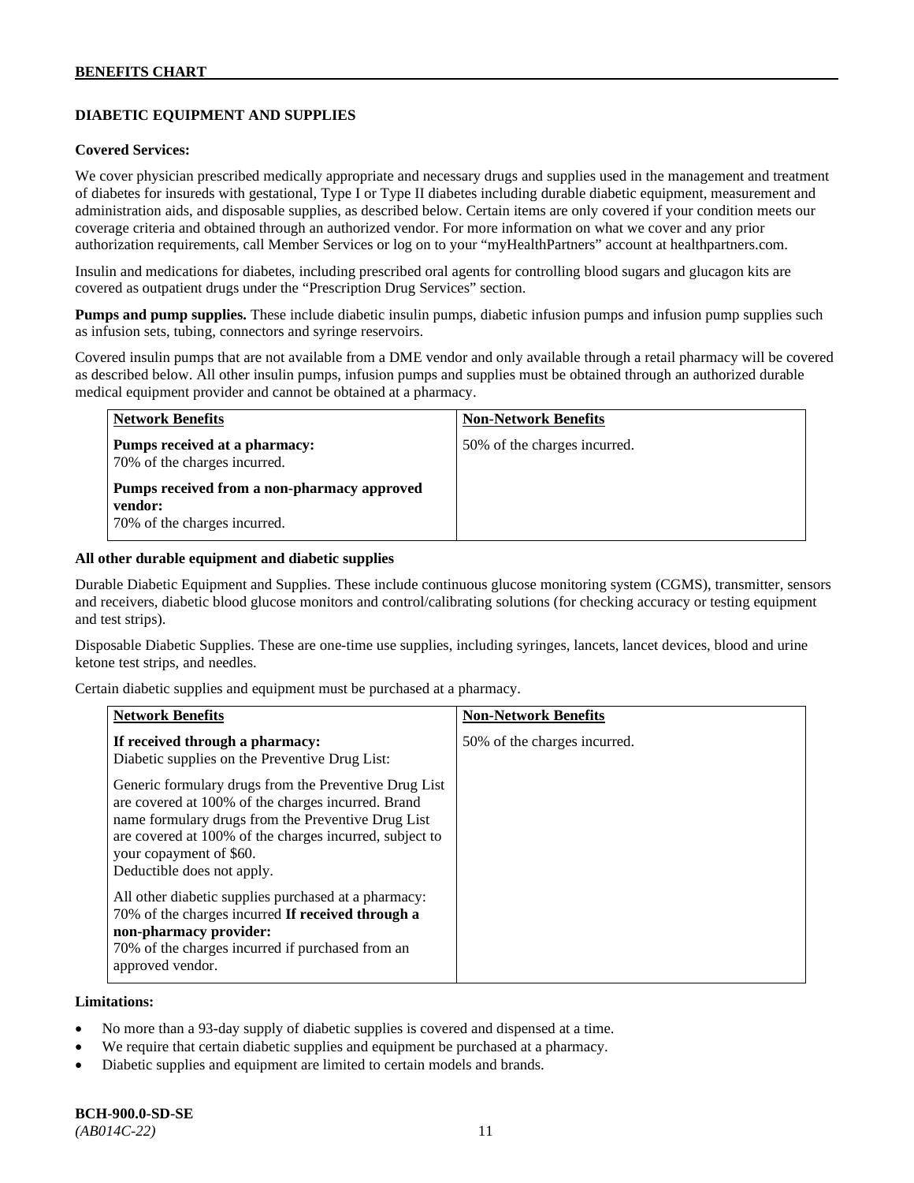## DIABETIC EQUIPMENT AND SUPPLIES

**Covered Services:**

We cover physician prescribed medically appropriate and necessary drugs and supplies used in the management and treatment of diabetes for insureds with gestational, Type I or Type II diabetes including durable diabetic equipment, measurement and administration aids, and disposable supplies, as described below. Certain items are only covered if your condition meets our coverage criteria and obtained through an authorized vendor. For more information on what we cover and any prior authorization requirements, call Member Services or log on to your "myHealthPartners" account at healthpartners.com.

Insulin and medications for diabetes, including prescribed oral agents for controlling blood sugars and glucagon kits are covered as outpatient drugs under the "Prescription Drug Services" section.

**Pumps and pump supplies.** These include diabetic insulin pumps, diabetic infusion pumps and infusion pump supplies such as infusion sets, tubing, connectors and syringe reservoirs.

Covered insulin pumps that are not available from a DME vendor and only available through a retail pharmacy will be covered as described below. All other insulin pumps, infusion pumps and supplies must be obtained through an authorized durable medical equipment provider and cannot be obtained at a pharmacy.

| Network Benefits | Non-Network Benefits |
|---|---|
| **Pumps received at a pharmacy:** 70% of the charges incurred.<br><br>**Pumps received from a non-pharmacy approved vendor:** 70% of the charges incurred. | 50% of the charges incurred. |

**All other durable equipment and diabetic supplies**

Durable Diabetic Equipment and Supplies. These include continuous glucose monitoring system (CGMS), transmitter, sensors and receivers, diabetic blood glucose monitors and control/calibrating solutions (for checking accuracy or testing equipment and test strips).

Disposable Diabetic Supplies. These are one-time use supplies, including syringes, lancets, lancet devices, blood and urine ketone test strips, and needles.

Certain diabetic supplies and equipment must be purchased at a pharmacy.

| Network Benefits | Non-Network Benefits |
|---|---|
| **If received through a pharmacy:** Diabetic supplies on the Preventive Drug List:<br><br>Generic formulary drugs from the Preventive Drug List are covered at 100% of the charges incurred. Brand name formulary drugs from the Preventive Drug List are covered at 100% of the charges incurred, subject to your copayment of $60. Deductible does not apply.<br><br>All other diabetic supplies purchased at a pharmacy: 70% of the charges incurred **If received through a non-pharmacy provider:** 70% of the charges incurred if purchased from an approved vendor. | 50% of the charges incurred. |

**Limitations:**

- No more than a 93-day supply of diabetic supplies is covered and dispensed at a time.
- We require that certain diabetic supplies and equipment be purchased at a pharmacy.
- Diabetic supplies and equipment are limited to certain models and brands.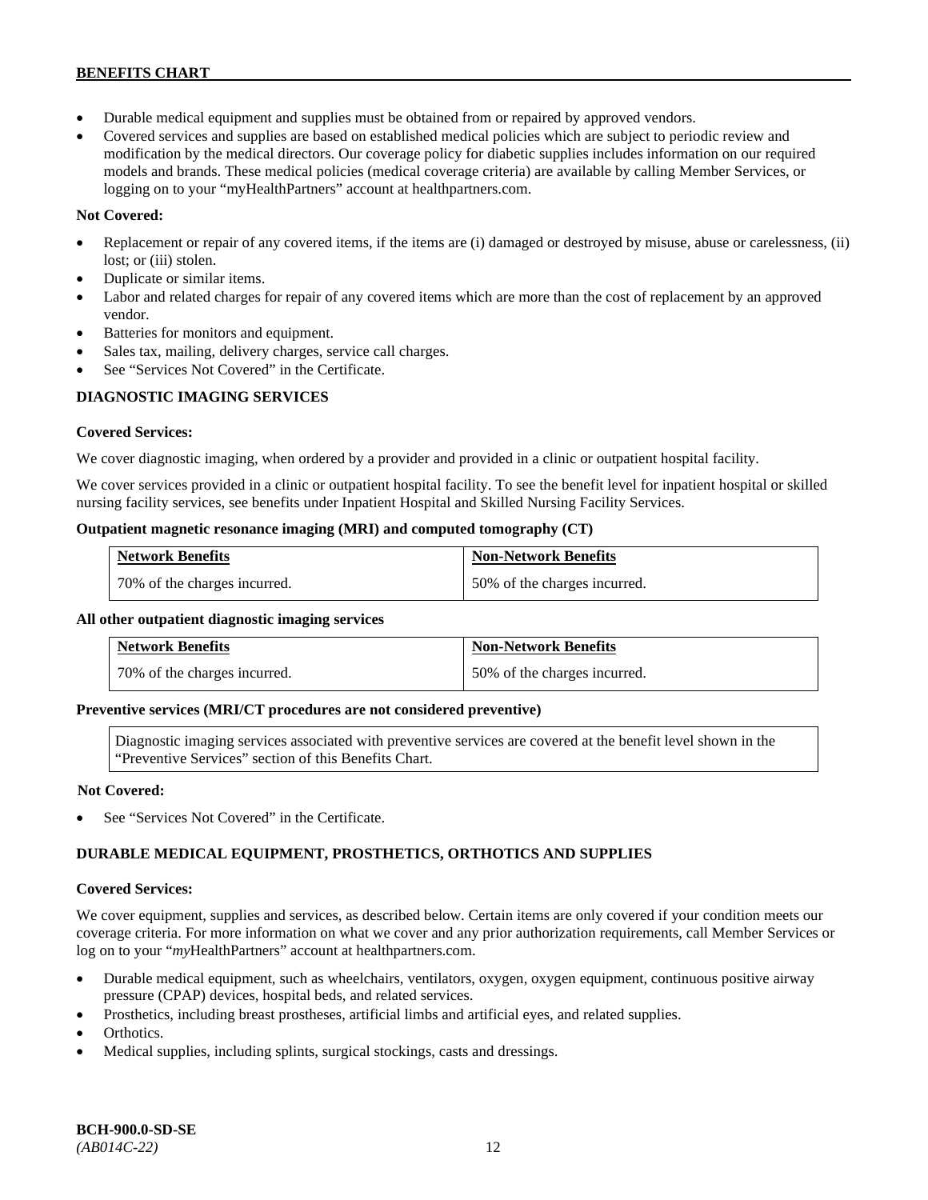- Durable medical equipment and supplies must be obtained from or repaired by approved vendors.
- Covered services and supplies are based on established medical policies which are subject to periodic review and modification by the medical directors. Our coverage policy for diabetic supplies includes information on our required models and brands. These medical policies (medical coverage criteria) are available by calling Member Services, or logging on to your "myHealthPartners" account at healthpartners.com.

**Not Covered:**

- Replacement or repair of any covered items, if the items are (i) damaged or destroyed by misuse, abuse or carelessness, (ii) lost; or (iii) stolen.
- Duplicate or similar items.
- Labor and related charges for repair of any covered items which are more than the cost of replacement by an approved vendor.
- Batteries for monitors and equipment.
- Sales tax, mailing, delivery charges, service call charges.
- See "Services Not Covered" in the Certificate.

### DIAGNOSTIC IMAGING SERVICES

**Covered Services:**

We cover diagnostic imaging, when ordered by a provider and provided in a clinic or outpatient hospital facility.

We cover services provided in a clinic or outpatient hospital facility. To see the benefit level for inpatient hospital or skilled nursing facility services, see benefits under Inpatient Hospital and Skilled Nursing Facility Services.

**Outpatient magnetic resonance imaging (MRI) and computed tomography (CT)**

| Network Benefits | Non-Network Benefits |
|---|---|
| 70% of the charges incurred. | 50% of the charges incurred. |

**All other outpatient diagnostic imaging services**

| Network Benefits | Non-Network Benefits |
|---|---|
| 70% of the charges incurred. | 50% of the charges incurred. |

**Preventive services (MRI/CT procedures are not considered preventive)**

Diagnostic imaging services associated with preventive services are covered at the benefit level shown in the "Preventive Services" section of this Benefits Chart.

**Not Covered:**

- See "Services Not Covered" in the Certificate.

### DURABLE MEDICAL EQUIPMENT, PROSTHETICS, ORTHOTICS AND SUPPLIES

**Covered Services:**

We cover equipment, supplies and services, as described below. Certain items are only covered if your condition meets our coverage criteria. For more information on what we cover and any prior authorization requirements, call Member Services or log on to your "*my*HealthPartners" account at healthpartners.com.

- Durable medical equipment, such as wheelchairs, ventilators, oxygen, oxygen equipment, continuous positive airway pressure (CPAP) devices, hospital beds, and related services.
- Prosthetics, including breast prostheses, artificial limbs and artificial eyes, and related supplies.
- Orthotics.
- Medical supplies, including splints, surgical stockings, casts and dressings.

**BCH-900.0-SD-SE**
*(AB014C-22)*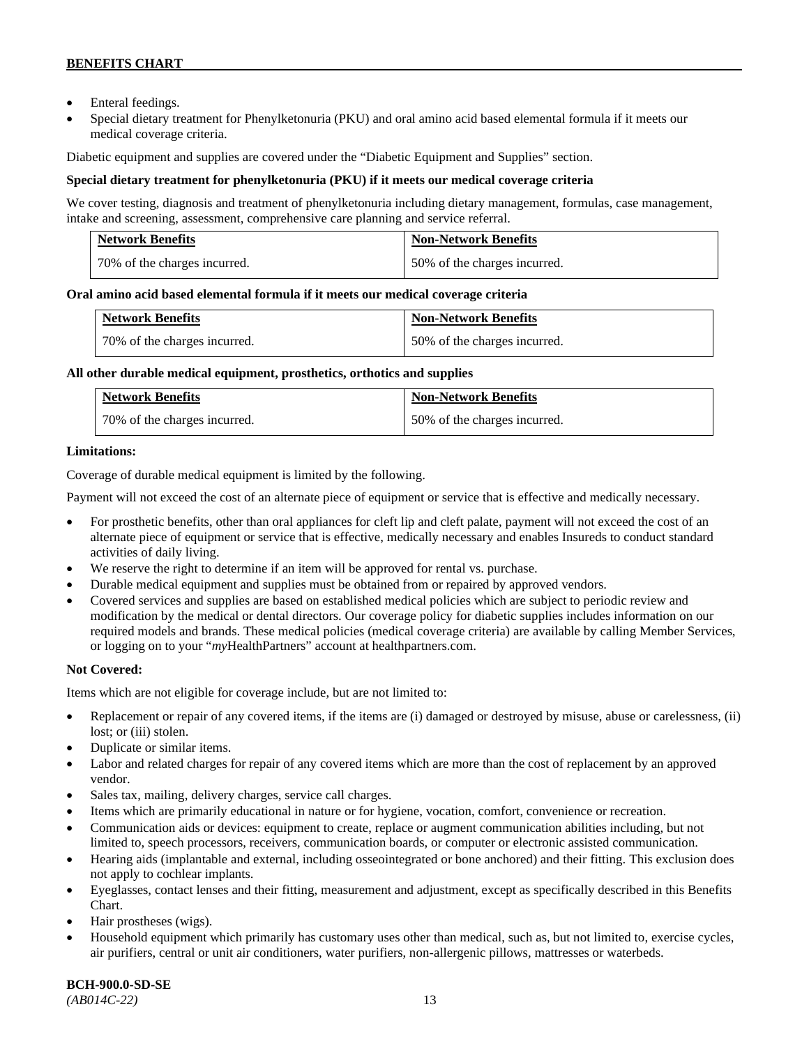- Enteral feedings.
- Special dietary treatment for Phenylketonuria (PKU) and oral amino acid based elemental formula if it meets our medical coverage criteria.

Diabetic equipment and supplies are covered under the "Diabetic Equipment and Supplies" section.

**Special dietary treatment for phenylketonuria (PKU) if it meets our medical coverage criteria**

We cover testing, diagnosis and treatment of phenylketonuria including dietary management, formulas, case management, intake and screening, assessment, comprehensive care planning and service referral.

| Network Benefits | Non-Network Benefits |
|---|---|
| 70% of the charges incurred. | 50% of the charges incurred. |

**Oral amino acid based elemental formula if it meets our medical coverage criteria**

| Network Benefits | Non-Network Benefits |
|---|---|
| 70% of the charges incurred. | 50% of the charges incurred. |

**All other durable medical equipment, prosthetics, orthotics and supplies**

| Network Benefits | Non-Network Benefits |
|---|---|
| 70% of the charges incurred. | 50% of the charges incurred. |

**Limitations:**

Coverage of durable medical equipment is limited by the following.

Payment will not exceed the cost of an alternate piece of equipment or service that is effective and medically necessary.

- For prosthetic benefits, other than oral appliances for cleft lip and cleft palate, payment will not exceed the cost of an alternate piece of equipment or service that is effective, medically necessary and enables Insureds to conduct standard activities of daily living.
- We reserve the right to determine if an item will be approved for rental vs. purchase.
- Durable medical equipment and supplies must be obtained from or repaired by approved vendors.
- Covered services and supplies are based on established medical policies which are subject to periodic review and modification by the medical or dental directors. Our coverage policy for diabetic supplies includes information on our required models and brands. These medical policies (medical coverage criteria) are available by calling Member Services, or logging on to your "*my*HealthPartners" account at healthpartners.com.

**Not Covered:**

Items which are not eligible for coverage include, but are not limited to:

- Replacement or repair of any covered items, if the items are (i) damaged or destroyed by misuse, abuse or carelessness, (ii) lost; or (iii) stolen.
- Duplicate or similar items.
- Labor and related charges for repair of any covered items which are more than the cost of replacement by an approved vendor.
- Sales tax, mailing, delivery charges, service call charges.
- Items which are primarily educational in nature or for hygiene, vocation, comfort, convenience or recreation.
- Communication aids or devices: equipment to create, replace or augment communication abilities including, but not limited to, speech processors, receivers, communication boards, or computer or electronic assisted communication.
- Hearing aids (implantable and external, including osseointegrated or bone anchored) and their fitting. This exclusion does not apply to cochlear implants.
- Eyeglasses, contact lenses and their fitting, measurement and adjustment, except as specifically described in this Benefits Chart.
- Hair prostheses (wigs).
- Household equipment which primarily has customary uses other than medical, such as, but not limited to, exercise cycles, air purifiers, central or unit air conditioners, water purifiers, non-allergenic pillows, mattresses or waterbeds.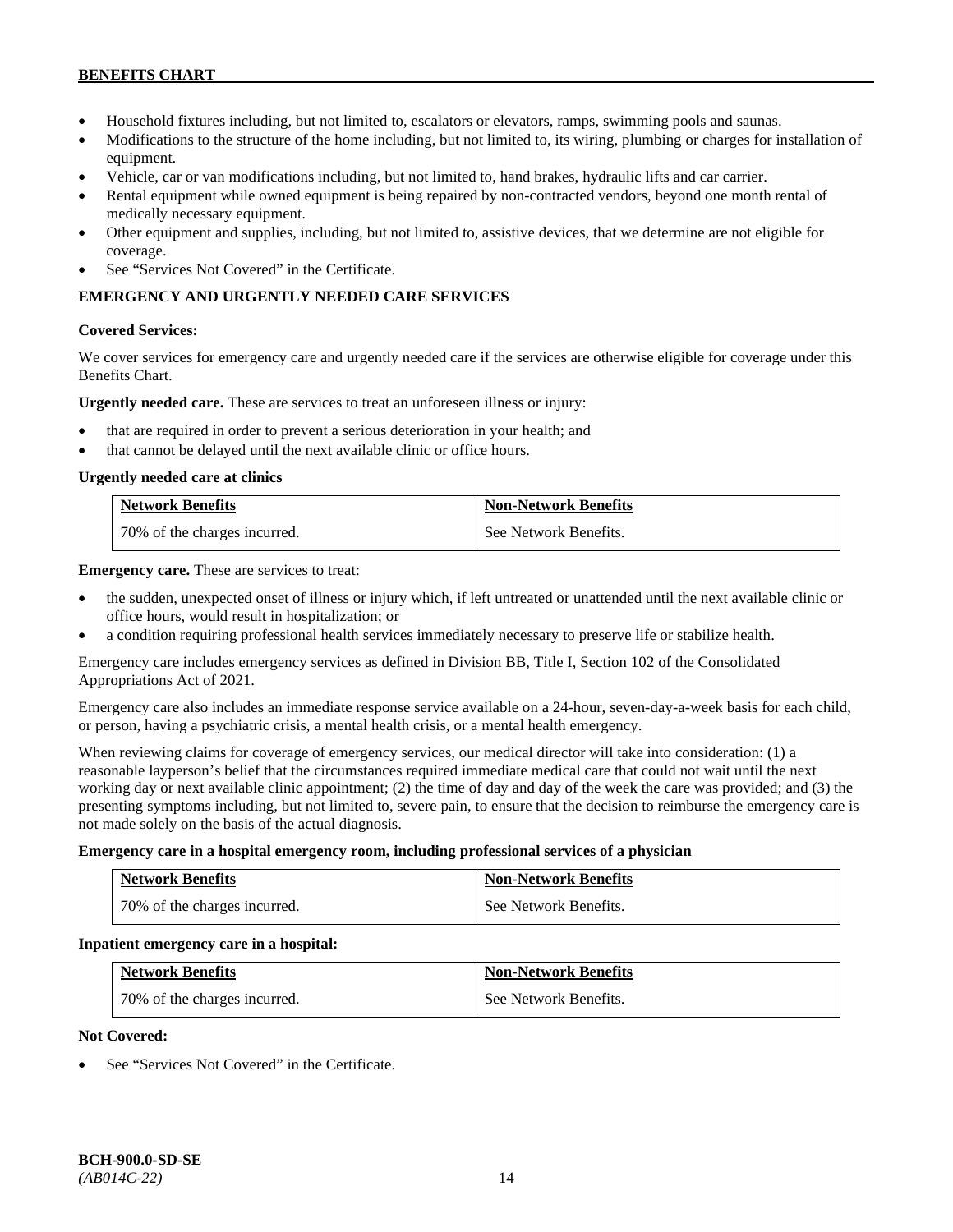- Household fixtures including, but not limited to, escalators or elevators, ramps, swimming pools and saunas.
- Modifications to the structure of the home including, but not limited to, its wiring, plumbing or charges for installation of equipment.
- Vehicle, car or van modifications including, but not limited to, hand brakes, hydraulic lifts and car carrier.
- Rental equipment while owned equipment is being repaired by non-contracted vendors, beyond one month rental of medically necessary equipment.
- Other equipment and supplies, including, but not limited to, assistive devices, that we determine are not eligible for coverage.
- See "Services Not Covered" in the Certificate.

## EMERGENCY AND URGENTLY NEEDED CARE SERVICES

**Covered Services:**

We cover services for emergency care and urgently needed care if the services are otherwise eligible for coverage under this Benefits Chart.

**Urgently needed care.** These are services to treat an unforeseen illness or injury:

- that are required in order to prevent a serious deterioration in your health; and
- that cannot be delayed until the next available clinic or office hours.

**Urgently needed care at clinics**

| Network Benefits | Non-Network Benefits |
|---|---|
| 70% of the charges incurred. | See Network Benefits. |

**Emergency care.** These are services to treat:

- the sudden, unexpected onset of illness or injury which, if left untreated or unattended until the next available clinic or office hours, would result in hospitalization; or
- a condition requiring professional health services immediately necessary to preserve life or stabilize health.

Emergency care includes emergency services as defined in Division BB, Title I, Section 102 of the Consolidated Appropriations Act of 2021.

Emergency care also includes an immediate response service available on a 24-hour, seven-day-a-week basis for each child, or person, having a psychiatric crisis, a mental health crisis, or a mental health emergency.

When reviewing claims for coverage of emergency services, our medical director will take into consideration: (1) a reasonable layperson's belief that the circumstances required immediate medical care that could not wait until the next working day or next available clinic appointment; (2) the time of day and day of the week the care was provided; and (3) the presenting symptoms including, but not limited to, severe pain, to ensure that the decision to reimburse the emergency care is not made solely on the basis of the actual diagnosis.

**Emergency care in a hospital emergency room, including professional services of a physician**

| Network Benefits | Non-Network Benefits |
|---|---|
| 70% of the charges incurred. | See Network Benefits. |

**Inpatient emergency care in a hospital:**

| Network Benefits | Non-Network Benefits |
|---|---|
| 70% of the charges incurred. | See Network Benefits. |

**Not Covered:**

- See "Services Not Covered" in the Certificate.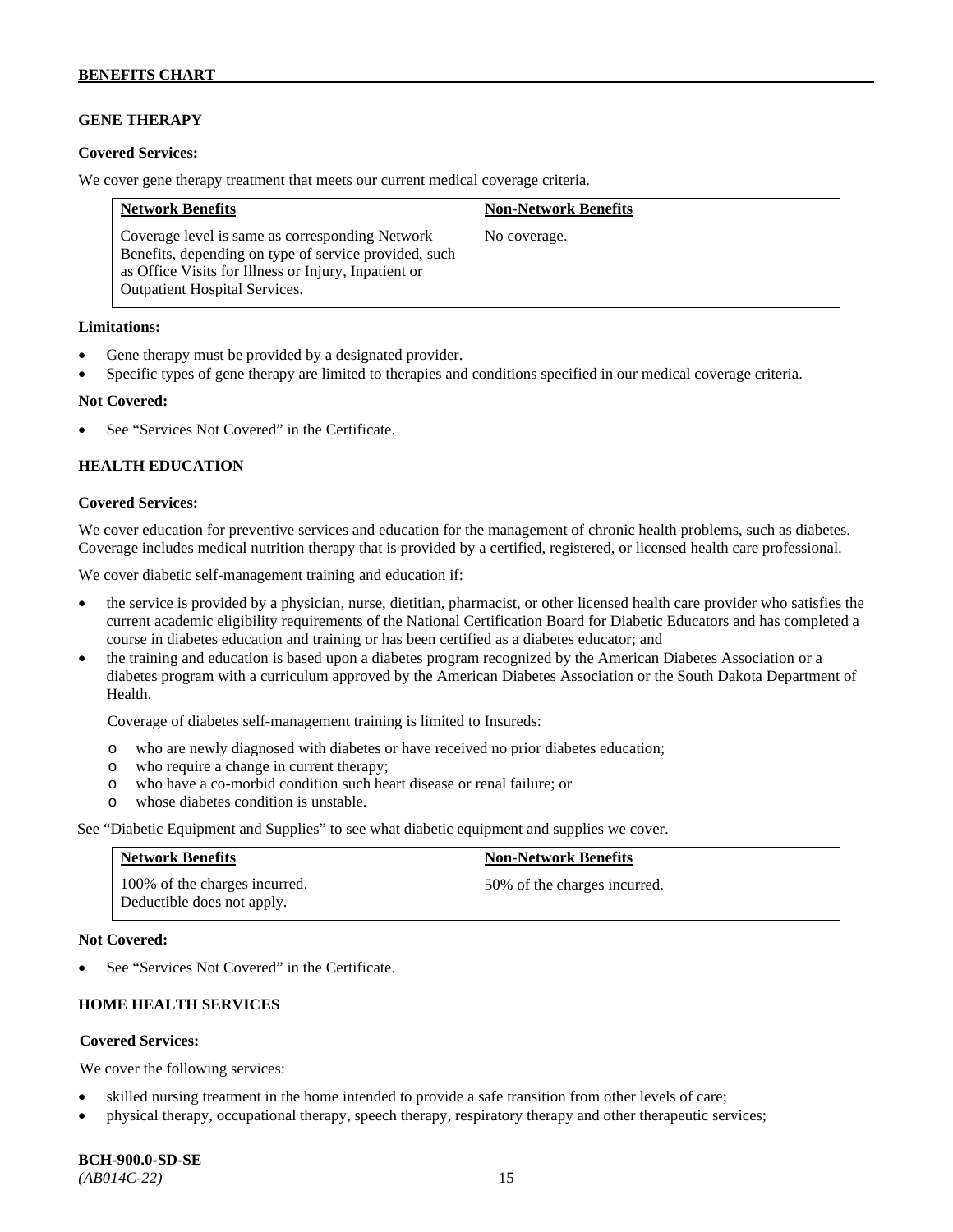## GENE THERAPY

**Covered Services:**

We cover gene therapy treatment that meets our current medical coverage criteria.

| Network Benefits | Non-Network Benefits |
|---|---|
| Coverage level is same as corresponding Network Benefits, depending on type of service provided, such as Office Visits for Illness or Injury, Inpatient or Outpatient Hospital Services. | No coverage. |

**Limitations:**

- Gene therapy must be provided by a designated provider.
- Specific types of gene therapy are limited to therapies and conditions specified in our medical coverage criteria.

**Not Covered:**

- See "Services Not Covered" in the Certificate.

## HEALTH EDUCATION

**Covered Services:**

We cover education for preventive services and education for the management of chronic health problems, such as diabetes. Coverage includes medical nutrition therapy that is provided by a certified, registered, or licensed health care professional.

We cover diabetic self-management training and education if:

- the service is provided by a physician, nurse, dietitian, pharmacist, or other licensed health care provider who satisfies the current academic eligibility requirements of the National Certification Board for Diabetic Educators and has completed a course in diabetes education and training or has been certified as a diabetes educator; and
- the training and education is based upon a diabetes program recognized by the American Diabetes Association or a diabetes program with a curriculum approved by the American Diabetes Association or the South Dakota Department of Health.

  Coverage of diabetes self-management training is limited to Insureds:

  - who are newly diagnosed with diabetes or have received no prior diabetes education;
  - who require a change in current therapy;
  - who have a co-morbid condition such heart disease or renal failure; or
  - whose diabetes condition is unstable.

See "Diabetic Equipment and Supplies" to see what diabetic equipment and supplies we cover.

| Network Benefits | Non-Network Benefits |
|---|---|
| 100% of the charges incurred. Deductible does not apply. | 50% of the charges incurred. |

**Not Covered:**

- See "Services Not Covered" in the Certificate.

## HOME HEALTH SERVICES

**Covered Services:**

We cover the following services:

- skilled nursing treatment in the home intended to provide a safe transition from other levels of care;
- physical therapy, occupational therapy, speech therapy, respiratory therapy and other therapeutic services;

BCH-900.0-SD-SE
*(AB014C-22)*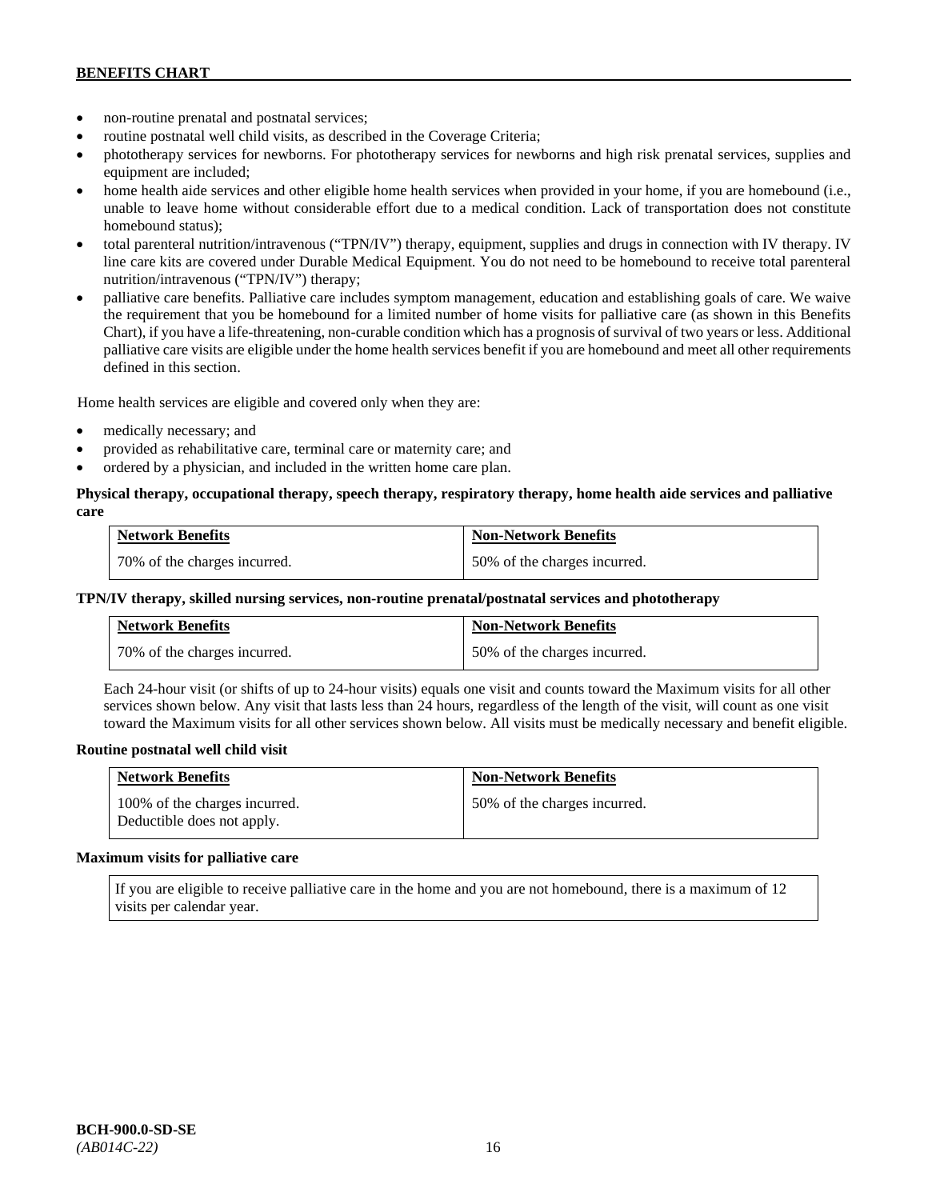- non-routine prenatal and postnatal services;
- routine postnatal well child visits, as described in the Coverage Criteria;
- phototherapy services for newborns. For phototherapy services for newborns and high risk prenatal services, supplies and equipment are included;
- home health aide services and other eligible home health services when provided in your home, if you are homebound (i.e., unable to leave home without considerable effort due to a medical condition. Lack of transportation does not constitute homebound status);
- total parenteral nutrition/intravenous ("TPN/IV") therapy, equipment, supplies and drugs in connection with IV therapy. IV line care kits are covered under Durable Medical Equipment. You do not need to be homebound to receive total parenteral nutrition/intravenous ("TPN/IV") therapy;
- palliative care benefits. Palliative care includes symptom management, education and establishing goals of care. We waive the requirement that you be homebound for a limited number of home visits for palliative care (as shown in this Benefits Chart), if you have a life-threatening, non-curable condition which has a prognosis of survival of two years or less. Additional palliative care visits are eligible under the home health services benefit if you are homebound and meet all other requirements defined in this section.

Home health services are eligible and covered only when they are:

- medically necessary; and
- provided as rehabilitative care, terminal care or maternity care; and
- ordered by a physician, and included in the written home care plan.

**Physical therapy, occupational therapy, speech therapy, respiratory therapy, home health aide services and palliative care**

| Network Benefits | Non-Network Benefits |
|---|---|
| 70% of the charges incurred. | 50% of the charges incurred. |

**TPN/IV therapy, skilled nursing services, non-routine prenatal/postnatal services and phototherapy**

| Network Benefits | Non-Network Benefits |
|---|---|
| 70% of the charges incurred. | 50% of the charges incurred. |

Each 24-hour visit (or shifts of up to 24-hour visits) equals one visit and counts toward the Maximum visits for all other services shown below. Any visit that lasts less than 24 hours, regardless of the length of the visit, will count as one visit toward the Maximum visits for all other services shown below. All visits must be medically necessary and benefit eligible.

**Routine postnatal well child visit**

| Network Benefits | Non-Network Benefits |
|---|---|
| 100% of the charges incurred. Deductible does not apply. | 50% of the charges incurred. |

**Maximum visits for palliative care**

| If you are eligible to receive palliative care in the home and you are not homebound, there is a maximum of 12 visits per calendar year. |
|---|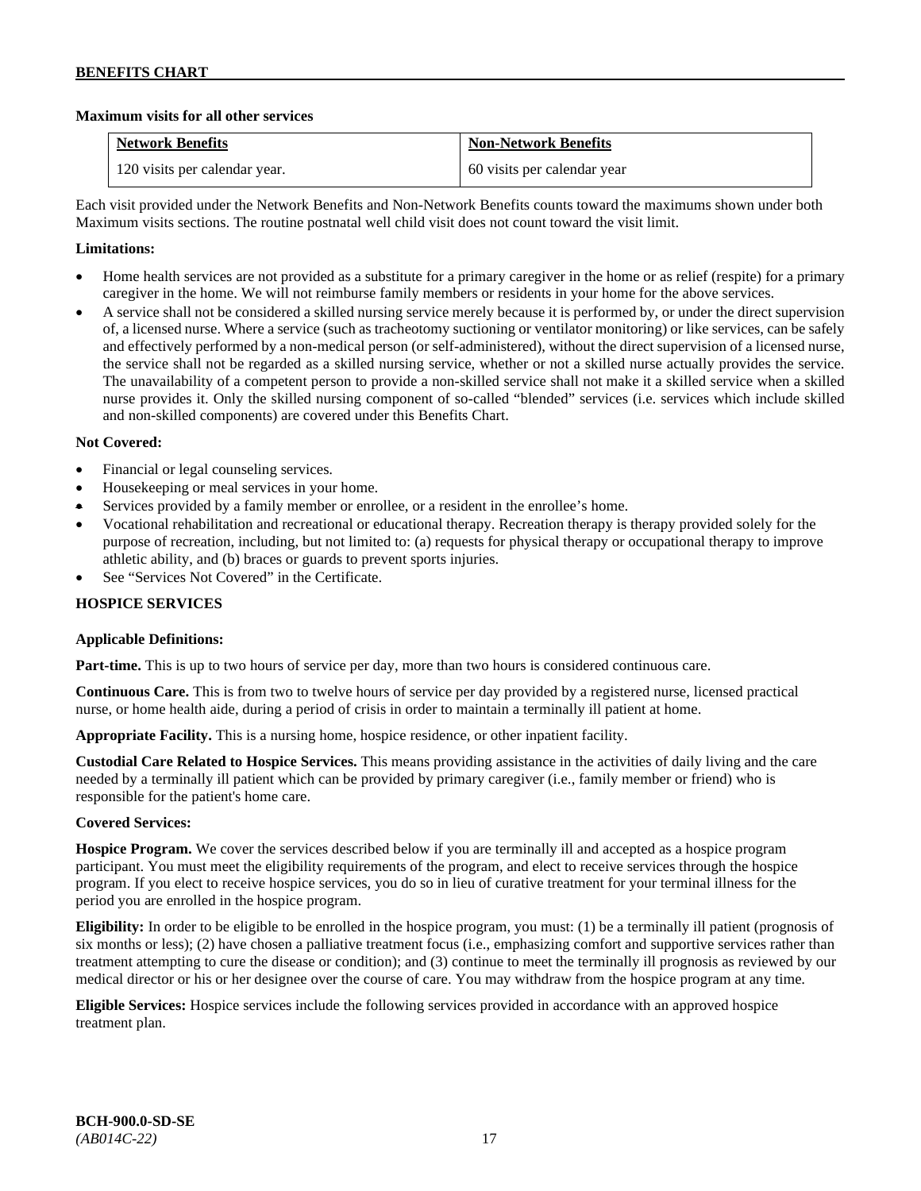**Maximum visits for all other services**

| Network Benefits | Non-Network Benefits |
| --- | --- |
| 120 visits per calendar year. | 60 visits per calendar year |

Each visit provided under the Network Benefits and Non-Network Benefits counts toward the maximums shown under both Maximum visits sections. The routine postnatal well child visit does not count toward the visit limit.

**Limitations:**

- Home health services are not provided as a substitute for a primary caregiver in the home or as relief (respite) for a primary caregiver in the home. We will not reimburse family members or residents in your home for the above services.
- A service shall not be considered a skilled nursing service merely because it is performed by, or under the direct supervision of, a licensed nurse. Where a service (such as tracheotomy suctioning or ventilator monitoring) or like services, can be safely and effectively performed by a non-medical person (or self-administered), without the direct supervision of a licensed nurse, the service shall not be regarded as a skilled nursing service, whether or not a skilled nurse actually provides the service. The unavailability of a competent person to provide a non-skilled service shall not make it a skilled service when a skilled nurse provides it. Only the skilled nursing component of so-called "blended" services (i.e. services which include skilled and non-skilled components) are covered under this Benefits Chart.

**Not Covered:**

- Financial or legal counseling services.
- Housekeeping or meal services in your home.
- Services provided by a family member or enrollee, or a resident in the enrollee's home.
- Vocational rehabilitation and recreational or educational therapy. Recreation therapy is therapy provided solely for the purpose of recreation, including, but not limited to: (a) requests for physical therapy or occupational therapy to improve athletic ability, and (b) braces or guards to prevent sports injuries.
- See "Services Not Covered" in the Certificate.

**HOSPICE SERVICES**

**Applicable Definitions:**

**Part-time.** This is up to two hours of service per day, more than two hours is considered continuous care.

**Continuous Care.** This is from two to twelve hours of service per day provided by a registered nurse, licensed practical nurse, or home health aide, during a period of crisis in order to maintain a terminally ill patient at home.

**Appropriate Facility.** This is a nursing home, hospice residence, or other inpatient facility.

**Custodial Care Related to Hospice Services.** This means providing assistance in the activities of daily living and the care needed by a terminally ill patient which can be provided by primary caregiver (i.e., family member or friend) who is responsible for the patient's home care.

**Covered Services:**

**Hospice Program.** We cover the services described below if you are terminally ill and accepted as a hospice program participant. You must meet the eligibility requirements of the program, and elect to receive services through the hospice program. If you elect to receive hospice services, you do so in lieu of curative treatment for your terminal illness for the period you are enrolled in the hospice program.

**Eligibility:** In order to be eligible to be enrolled in the hospice program, you must: (1) be a terminally ill patient (prognosis of six months or less); (2) have chosen a palliative treatment focus (i.e., emphasizing comfort and supportive services rather than treatment attempting to cure the disease or condition); and (3) continue to meet the terminally ill prognosis as reviewed by our medical director or his or her designee over the course of care. You may withdraw from the hospice program at any time.

**Eligible Services:** Hospice services include the following services provided in accordance with an approved hospice treatment plan.

**BCH-900.0-SD-SE**
*(AB014C-22)*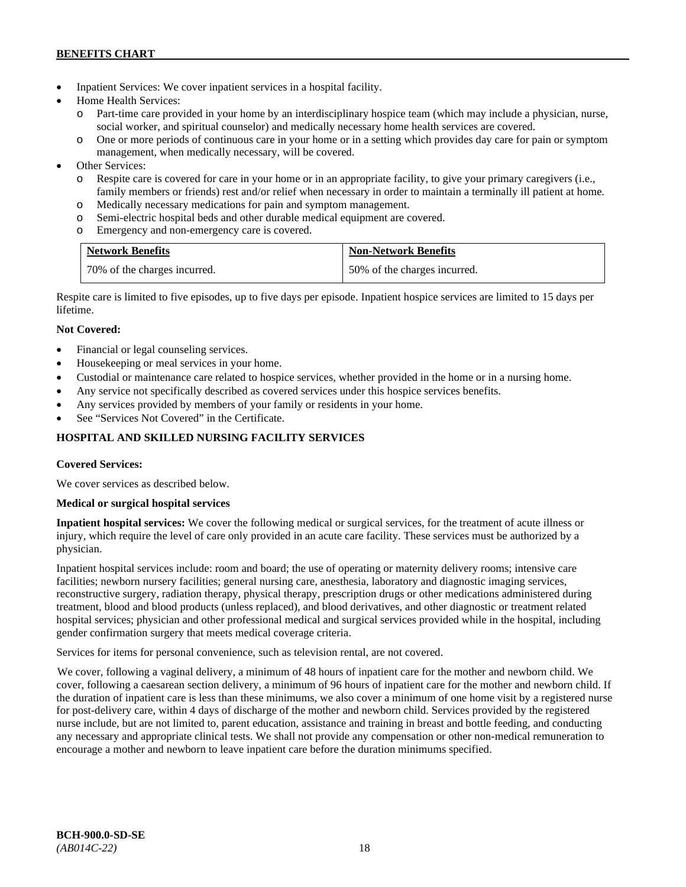- Inpatient Services: We cover inpatient services in a hospital facility.
- Home Health Services:
  - Part-time care provided in your home by an interdisciplinary hospice team (which may include a physician, nurse, social worker, and spiritual counselor) and medically necessary home health services are covered.
  - One or more periods of continuous care in your home or in a setting which provides day care for pain or symptom management, when medically necessary, will be covered.
- Other Services:
  - Respite care is covered for care in your home or in an appropriate facility, to give your primary caregivers (i.e., family members or friends) rest and/or relief when necessary in order to maintain a terminally ill patient at home.
  - Medically necessary medications for pain and symptom management.
  - Semi-electric hospital beds and other durable medical equipment are covered.
  - Emergency and non-emergency care is covered.

| Network Benefits | Non-Network Benefits |
|---|---|
| 70% of the charges incurred. | 50% of the charges incurred. |

Respite care is limited to five episodes, up to five days per episode. Inpatient hospice services are limited to 15 days per lifetime.

**Not Covered:**

- Financial or legal counseling services.
- Housekeeping or meal services in your home.
- Custodial or maintenance care related to hospice services, whether provided in the home or in a nursing home.
- Any service not specifically described as covered services under this hospice services benefits.
- Any services provided by members of your family or residents in your home.
- See "Services Not Covered" in the Certificate.

## HOSPITAL AND SKILLED NURSING FACILITY SERVICES

**Covered Services:**

We cover services as described below.

**Medical or surgical hospital services**

**Inpatient hospital services:** We cover the following medical or surgical services, for the treatment of acute illness or injury, which require the level of care only provided in an acute care facility. These services must be authorized by a physician.

Inpatient hospital services include: room and board; the use of operating or maternity delivery rooms; intensive care facilities; newborn nursery facilities; general nursing care, anesthesia, laboratory and diagnostic imaging services, reconstructive surgery, radiation therapy, physical therapy, prescription drugs or other medications administered during treatment, blood and blood products (unless replaced), and blood derivatives, and other diagnostic or treatment related hospital services; physician and other professional medical and surgical services provided while in the hospital, including gender confirmation surgery that meets medical coverage criteria.

Services for items for personal convenience, such as television rental, are not covered.

We cover, following a vaginal delivery, a minimum of 48 hours of inpatient care for the mother and newborn child. We cover, following a caesarean section delivery, a minimum of 96 hours of inpatient care for the mother and newborn child. If the duration of inpatient care is less than these minimums, we also cover a minimum of one home visit by a registered nurse for post-delivery care, within 4 days of discharge of the mother and newborn child. Services provided by the registered nurse include, but are not limited to, parent education, assistance and training in breast and bottle feeding, and conducting any necessary and appropriate clinical tests. We shall not provide any compensation or other non-medical remuneration to encourage a mother and newborn to leave inpatient care before the duration minimums specified.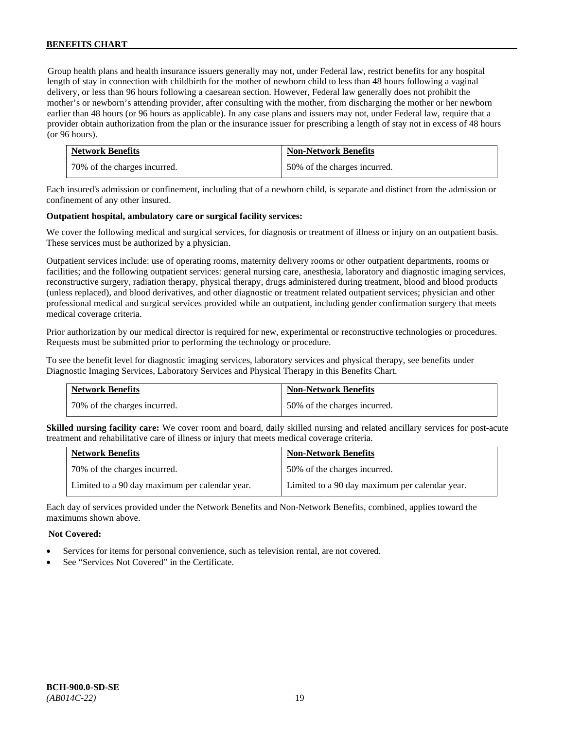Group health plans and health insurance issuers generally may not, under Federal law, restrict benefits for any hospital length of stay in connection with childbirth for the mother of newborn child to less than 48 hours following a vaginal delivery, or less than 96 hours following a caesarean section. However, Federal law generally does not prohibit the mother's or newborn's attending provider, after consulting with the mother, from discharging the mother or her newborn earlier than 48 hours (or 96 hours as applicable). In any case plans and issuers may not, under Federal law, require that a provider obtain authorization from the plan or the insurance issuer for prescribing a length of stay not in excess of 48 hours (or 96 hours).

| Network Benefits | Non-Network Benefits |
|---|---|
| 70% of the charges incurred. | 50% of the charges incurred. |

Each insured's admission or confinement, including that of a newborn child, is separate and distinct from the admission or confinement of any other insured.

**Outpatient hospital, ambulatory care or surgical facility services:**

We cover the following medical and surgical services, for diagnosis or treatment of illness or injury on an outpatient basis. These services must be authorized by a physician.

Outpatient services include: use of operating rooms, maternity delivery rooms or other outpatient departments, rooms or facilities; and the following outpatient services: general nursing care, anesthesia, laboratory and diagnostic imaging services, reconstructive surgery, radiation therapy, physical therapy, drugs administered during treatment, blood and blood products (unless replaced), and blood derivatives, and other diagnostic or treatment related outpatient services; physician and other professional medical and surgical services provided while an outpatient, including gender confirmation surgery that meets medical coverage criteria.

Prior authorization by our medical director is required for new, experimental or reconstructive technologies or procedures. Requests must be submitted prior to performing the technology or procedure.

To see the benefit level for diagnostic imaging services, laboratory services and physical therapy, see benefits under Diagnostic Imaging Services, Laboratory Services and Physical Therapy in this Benefits Chart.

| Network Benefits | Non-Network Benefits |
|---|---|
| 70% of the charges incurred. | 50% of the charges incurred. |

**Skilled nursing facility care:** We cover room and board, daily skilled nursing and related ancillary services for post-acute treatment and rehabilitative care of illness or injury that meets medical coverage criteria.

| Network Benefits | Non-Network Benefits |
|---|---|
| 70% of the charges incurred. | 50% of the charges incurred. |
| Limited to a 90 day maximum per calendar year. | Limited to a 90 day maximum per calendar year. |

Each day of services provided under the Network Benefits and Non-Network Benefits, combined, applies toward the maximums shown above.

**Not Covered:**

- Services for items for personal convenience, such as television rental, are not covered.
- See "Services Not Covered" in the Certificate.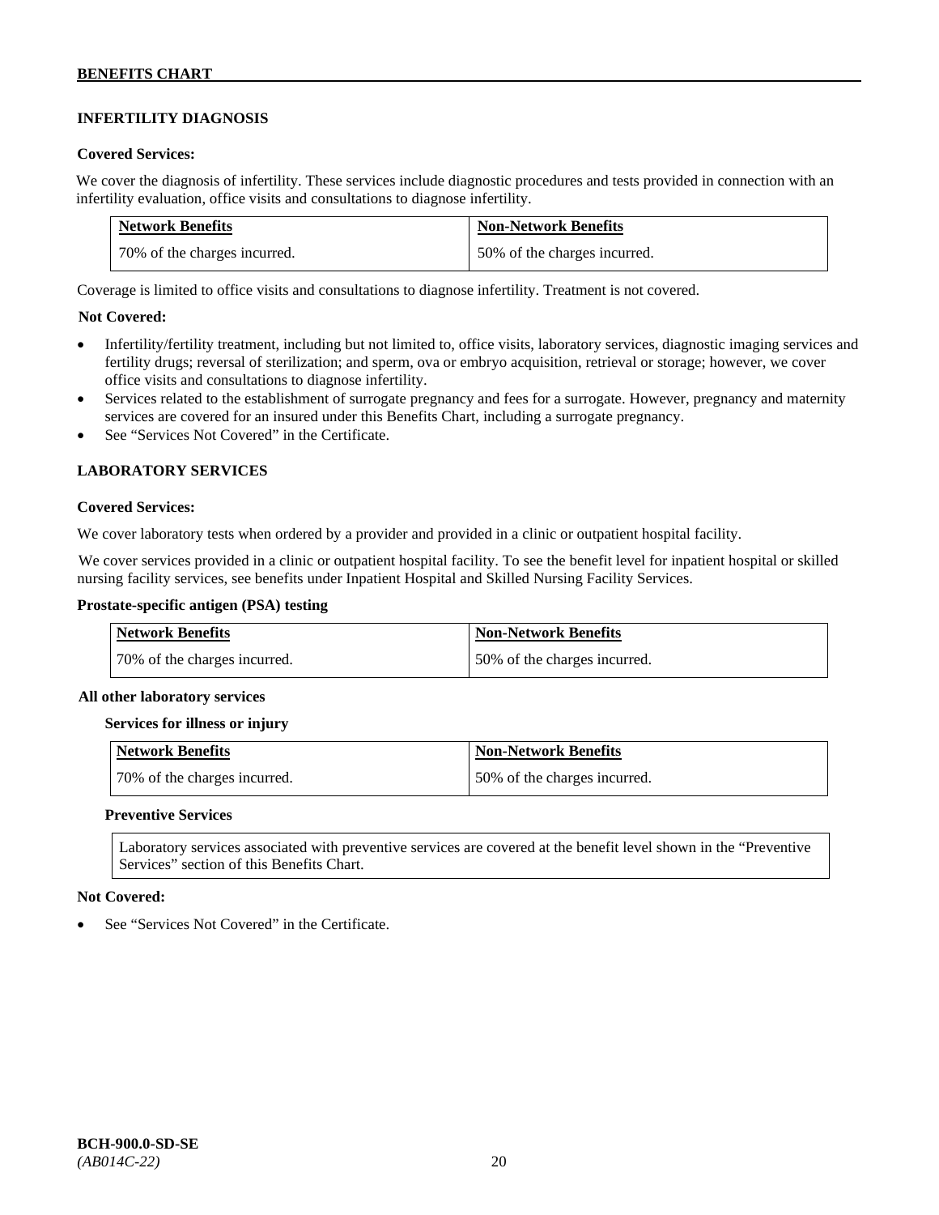## INFERTILITY DIAGNOSIS

**Covered Services:**

We cover the diagnosis of infertility. These services include diagnostic procedures and tests provided in connection with an infertility evaluation, office visits and consultations to diagnose infertility.

| Network Benefits | Non-Network Benefits |
|---|---|
| 70% of the charges incurred. | 50% of the charges incurred. |

Coverage is limited to office visits and consultations to diagnose infertility. Treatment is not covered.

**Not Covered:**

- Infertility/fertility treatment, including but not limited to, office visits, laboratory services, diagnostic imaging services and fertility drugs; reversal of sterilization; and sperm, ova or embryo acquisition, retrieval or storage; however, we cover office visits and consultations to diagnose infertility.
- Services related to the establishment of surrogate pregnancy and fees for a surrogate. However, pregnancy and maternity services are covered for an insured under this Benefits Chart, including a surrogate pregnancy.
- See "Services Not Covered" in the Certificate.

## LABORATORY SERVICES

**Covered Services:**

We cover laboratory tests when ordered by a provider and provided in a clinic or outpatient hospital facility.

We cover services provided in a clinic or outpatient hospital facility. To see the benefit level for inpatient hospital or skilled nursing facility services, see benefits under Inpatient Hospital and Skilled Nursing Facility Services.

**Prostate-specific antigen (PSA) testing**

| Network Benefits | Non-Network Benefits |
|---|---|
| 70% of the charges incurred. | 50% of the charges incurred. |

**All other laboratory services**

**Services for illness or injury**

| Network Benefits | Non-Network Benefits |
|---|---|
| 70% of the charges incurred. | 50% of the charges incurred. |

**Preventive Services**

Laboratory services associated with preventive services are covered at the benefit level shown in the "Preventive Services" section of this Benefits Chart.

**Not Covered:**

- See "Services Not Covered" in the Certificate.

BCH-900.0-SD-SE
*(AB014C-22)*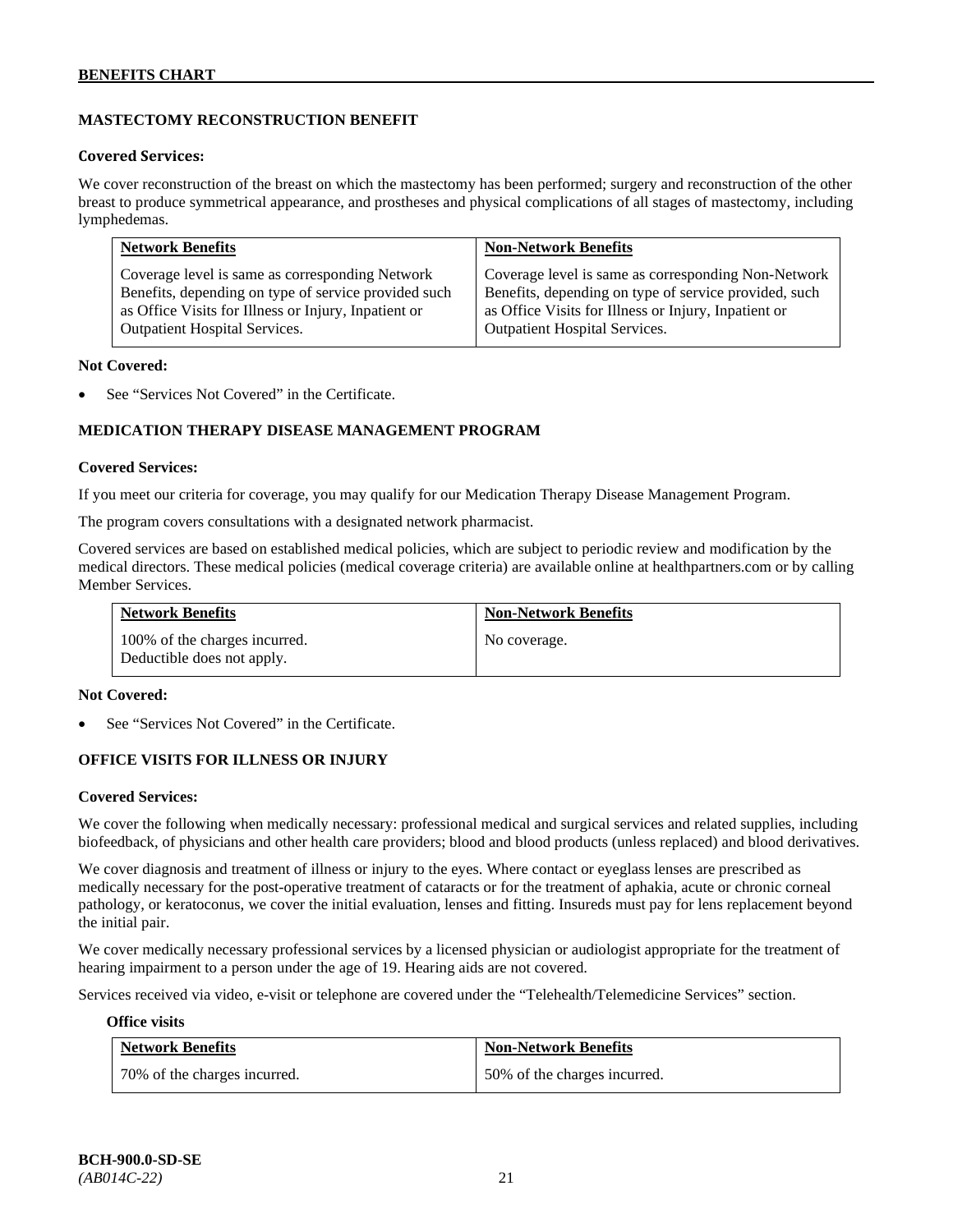### MASTECTOMY RECONSTRUCTION BENEFIT

**Covered Services:**

We cover reconstruction of the breast on which the mastectomy has been performed; surgery and reconstruction of the other breast to produce symmetrical appearance, and prostheses and physical complications of all stages of mastectomy, including lymphedemas.

| Network Benefits | Non-Network Benefits |
| --- | --- |
| Coverage level is same as corresponding Network Benefits, depending on type of service provided such as Office Visits for Illness or Injury, Inpatient or Outpatient Hospital Services. | Coverage level is same as corresponding Non-Network Benefits, depending on type of service provided, such as Office Visits for Illness or Injury, Inpatient or Outpatient Hospital Services. |

**Not Covered:**

- See "Services Not Covered" in the Certificate.

### MEDICATION THERAPY DISEASE MANAGEMENT PROGRAM

**Covered Services:**

If you meet our criteria for coverage, you may qualify for our Medication Therapy Disease Management Program.

The program covers consultations with a designated network pharmacist.

Covered services are based on established medical policies, which are subject to periodic review and modification by the medical directors. These medical policies (medical coverage criteria) are available online at healthpartners.com or by calling Member Services.

| Network Benefits | Non-Network Benefits |
| --- | --- |
| 100% of the charges incurred. Deductible does not apply. | No coverage. |

**Not Covered:**

- See "Services Not Covered" in the Certificate.

### OFFICE VISITS FOR ILLNESS OR INJURY

**Covered Services:**

We cover the following when medically necessary: professional medical and surgical services and related supplies, including biofeedback, of physicians and other health care providers; blood and blood products (unless replaced) and blood derivatives.

We cover diagnosis and treatment of illness or injury to the eyes. Where contact or eyeglass lenses are prescribed as medically necessary for the post-operative treatment of cataracts or for the treatment of aphakia, acute or chronic corneal pathology, or keratoconus, we cover the initial evaluation, lenses and fitting. Insureds must pay for lens replacement beyond the initial pair.

We cover medically necessary professional services by a licensed physician or audiologist appropriate for the treatment of hearing impairment to a person under the age of 19. Hearing aids are not covered.

Services received via video, e-visit or telephone are covered under the "Telehealth/Telemedicine Services" section.

**Office visits**

| Network Benefits | Non-Network Benefits |
| --- | --- |
| 70% of the charges incurred. | 50% of the charges incurred. |

BCH-900.0-SD-SE
*(AB014C-22)*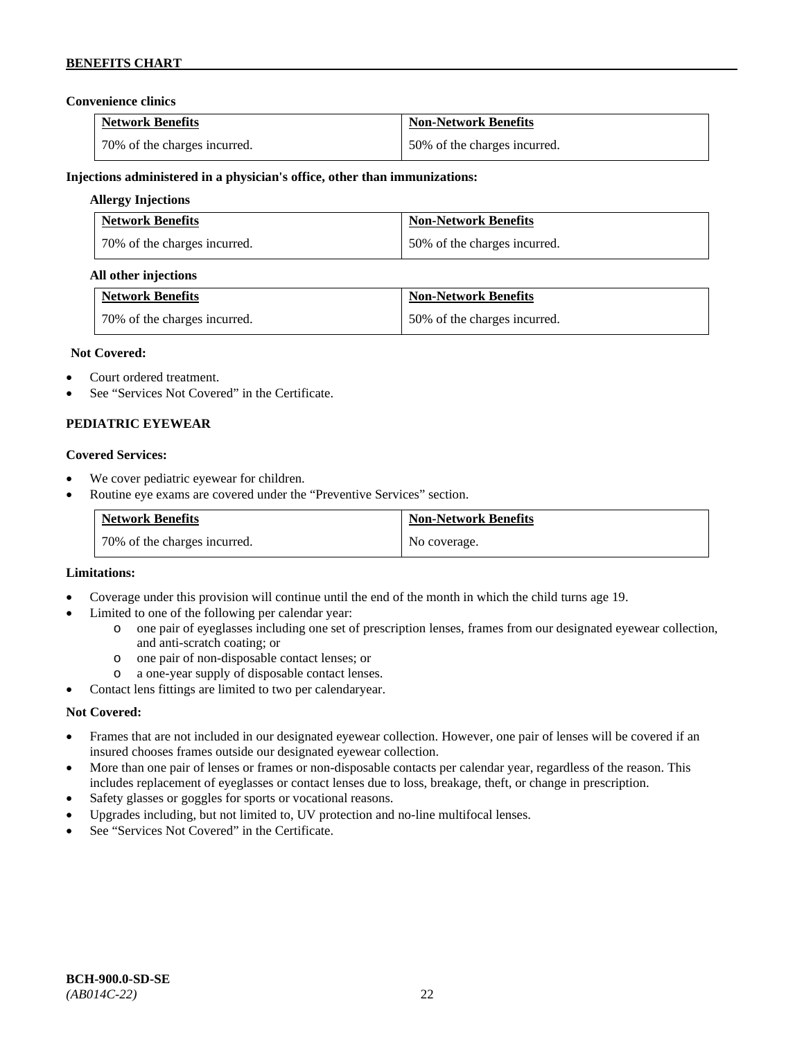**Convenience clinics**

| Network Benefits | Non-Network Benefits |
|---|---|
| 70% of the charges incurred. | 50% of the charges incurred. |

**Injections administered in a physician's office, other than immunizations:**

**Allergy Injections**

| Network Benefits | Non-Network Benefits |
|---|---|
| 70% of the charges incurred. | 50% of the charges incurred. |

**All other injections**

| Network Benefits | Non-Network Benefits |
|---|---|
| 70% of the charges incurred. | 50% of the charges incurred. |

**Not Covered:**

- Court ordered treatment.
- See "Services Not Covered" in the Certificate.

## PEDIATRIC EYEWEAR

**Covered Services:**

- We cover pediatric eyewear for children.
- Routine eye exams are covered under the "Preventive Services" section.

| Network Benefits | Non-Network Benefits |
|---|---|
| 70% of the charges incurred. | No coverage. |

**Limitations:**

- Coverage under this provision will continue until the end of the month in which the child turns age 19.
- Limited to one of the following per calendar year:
  - one pair of eyeglasses including one set of prescription lenses, frames from our designated eyewear collection, and anti-scratch coating; or
  - one pair of non-disposable contact lenses; or
  - a one-year supply of disposable contact lenses.
- Contact lens fittings are limited to two per calendaryear.

**Not Covered:**

- Frames that are not included in our designated eyewear collection. However, one pair of lenses will be covered if an insured chooses frames outside our designated eyewear collection.
- More than one pair of lenses or frames or non-disposable contacts per calendar year, regardless of the reason. This includes replacement of eyeglasses or contact lenses due to loss, breakage, theft, or change in prescription.
- Safety glasses or goggles for sports or vocational reasons.
- Upgrades including, but not limited to, UV protection and no-line multifocal lenses.
- See "Services Not Covered" in the Certificate.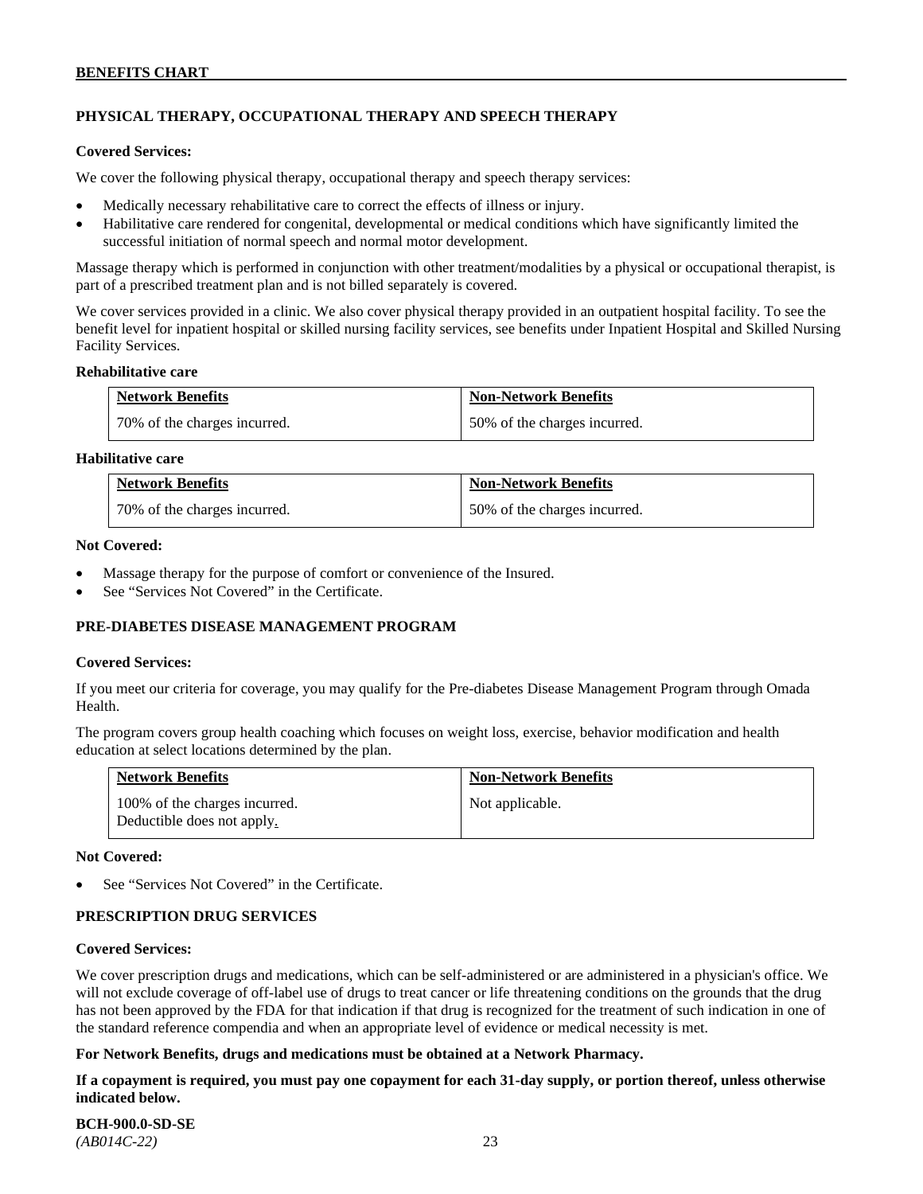## PHYSICAL THERAPY, OCCUPATIONAL THERAPY AND SPEECH THERAPY

**Covered Services:**

We cover the following physical therapy, occupational therapy and speech therapy services:

- Medically necessary rehabilitative care to correct the effects of illness or injury.
- Habilitative care rendered for congenital, developmental or medical conditions which have significantly limited the successful initiation of normal speech and normal motor development.

Massage therapy which is performed in conjunction with other treatment/modalities by a physical or occupational therapist, is part of a prescribed treatment plan and is not billed separately is covered.

We cover services provided in a clinic. We also cover physical therapy provided in an outpatient hospital facility. To see the benefit level for inpatient hospital or skilled nursing facility services, see benefits under Inpatient Hospital and Skilled Nursing Facility Services.

**Rehabilitative care**

| Network Benefits | Non-Network Benefits |
|---|---|
| 70% of the charges incurred. | 50% of the charges incurred. |

**Habilitative care**

| Network Benefits | Non-Network Benefits |
|---|---|
| 70% of the charges incurred. | 50% of the charges incurred. |

**Not Covered:**

- Massage therapy for the purpose of comfort or convenience of the Insured.
- See "Services Not Covered" in the Certificate.

## PRE-DIABETES DISEASE MANAGEMENT PROGRAM

**Covered Services:**

If you meet our criteria for coverage, you may qualify for the Pre-diabetes Disease Management Program through Omada Health.

The program covers group health coaching which focuses on weight loss, exercise, behavior modification and health education at select locations determined by the plan.

| Network Benefits | Non-Network Benefits |
|---|---|
| 100% of the charges incurred. Deductible does not apply. | Not applicable. |

**Not Covered:**

- See "Services Not Covered" in the Certificate.

## PRESCRIPTION DRUG SERVICES

**Covered Services:**

We cover prescription drugs and medications, which can be self-administered or are administered in a physician's office. We will not exclude coverage of off-label use of drugs to treat cancer or life threatening conditions on the grounds that the drug has not been approved by the FDA for that indication if that drug is recognized for the treatment of such indication in one of the standard reference compendia and when an appropriate level of evidence or medical necessity is met.

**For Network Benefits, drugs and medications must be obtained at a Network Pharmacy.**

**If a copayment is required, you must pay one copayment for each 31-day supply, or portion thereof, unless otherwise indicated below.**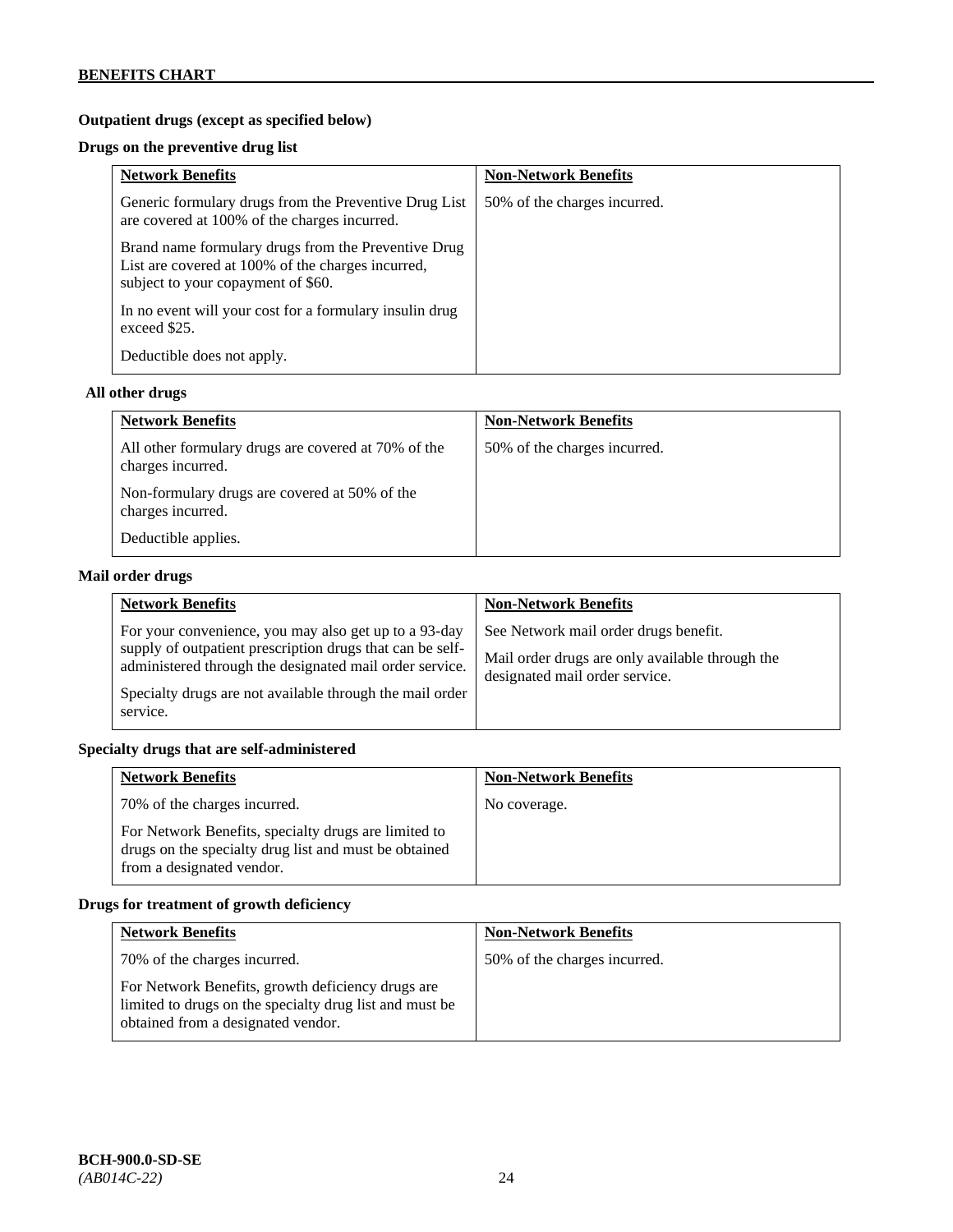**Outpatient drugs (except as specified below)**

**Drugs on the preventive drug list**

| Network Benefits | Non-Network Benefits |
|---|---|
| Generic formulary drugs from the Preventive Drug List are covered at 100% of the charges incurred.<br><br>Brand name formulary drugs from the Preventive Drug List are covered at 100% of the charges incurred, subject to your copayment of $60.<br><br>In no event will your cost for a formulary insulin drug exceed $25.<br><br>Deductible does not apply. | 50% of the charges incurred. |

**All other drugs**

| Network Benefits | Non-Network Benefits |
|---|---|
| All other formulary drugs are covered at 70% of the charges incurred.<br><br>Non-formulary drugs are covered at 50% of the charges incurred.<br><br>Deductible applies. | 50% of the charges incurred. |

**Mail order drugs**

| Network Benefits | Non-Network Benefits |
|---|---|
| For your convenience, you may also get up to a 93-day supply of outpatient prescription drugs that can be self-administered through the designated mail order service.<br><br>Specialty drugs are not available through the mail order service. | See Network mail order drugs benefit.<br><br>Mail order drugs are only available through the designated mail order service. |

**Specialty drugs that are self-administered**

| Network Benefits | Non-Network Benefits |
|---|---|
| 70% of the charges incurred.<br><br>For Network Benefits, specialty drugs are limited to drugs on the specialty drug list and must be obtained from a designated vendor. | No coverage. |

**Drugs for treatment of growth deficiency**

| Network Benefits | Non-Network Benefits |
|---|---|
| 70% of the charges incurred.<br><br>For Network Benefits, growth deficiency drugs are limited to drugs on the specialty drug list and must be obtained from a designated vendor. | 50% of the charges incurred. |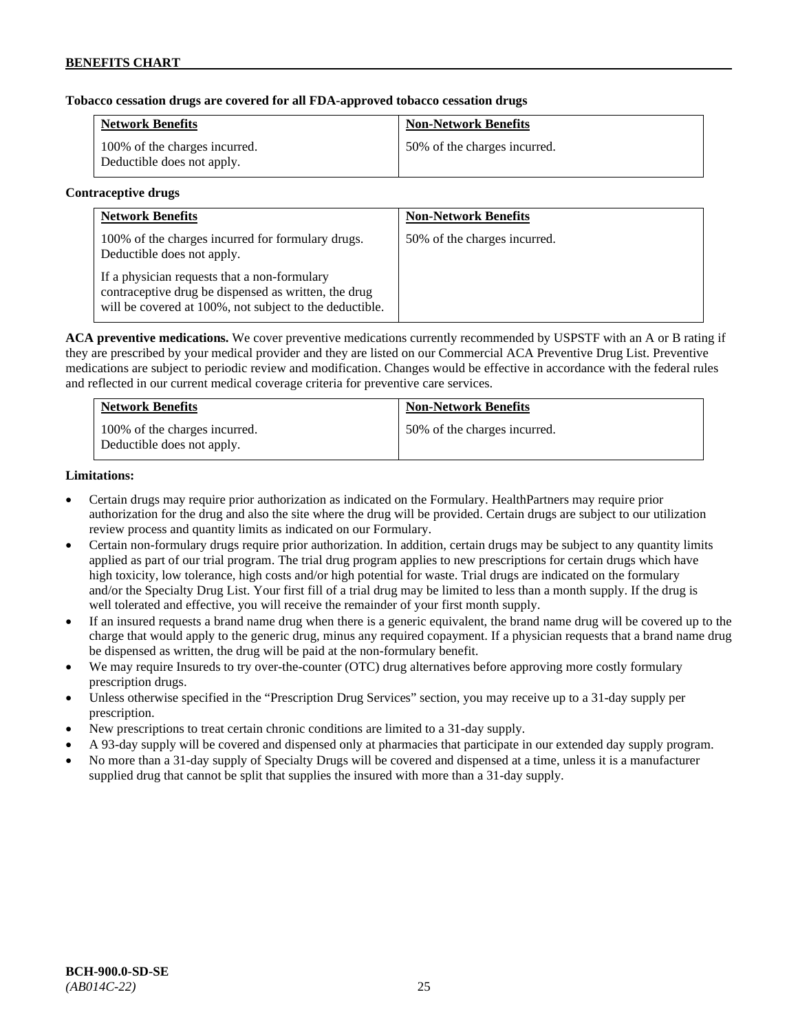**Tobacco cessation drugs are covered for all FDA-approved tobacco cessation drugs**

| Network Benefits | Non-Network Benefits |
| --- | --- |
| 100% of the charges incurred. Deductible does not apply. | 50% of the charges incurred. |

**Contraceptive drugs**

| Network Benefits | Non-Network Benefits |
| --- | --- |
| 100% of the charges incurred for formulary drugs. Deductible does not apply. <br><br> If a physician requests that a non-formulary contraceptive drug be dispensed as written, the drug will be covered at 100%, not subject to the deductible. | 50% of the charges incurred. |

**ACA preventive medications.** We cover preventive medications currently recommended by USPSTF with an A or B rating if they are prescribed by your medical provider and they are listed on our Commercial ACA Preventive Drug List. Preventive medications are subject to periodic review and modification. Changes would be effective in accordance with the federal rules and reflected in our current medical coverage criteria for preventive care services.

| Network Benefits | Non-Network Benefits |
| --- | --- |
| 100% of the charges incurred. Deductible does not apply. | 50% of the charges incurred. |

**Limitations:**

- Certain drugs may require prior authorization as indicated on the Formulary. HealthPartners may require prior authorization for the drug and also the site where the drug will be provided. Certain drugs are subject to our utilization review process and quantity limits as indicated on our Formulary.
- Certain non-formulary drugs require prior authorization. In addition, certain drugs may be subject to any quantity limits applied as part of our trial program. The trial drug program applies to new prescriptions for certain drugs which have high toxicity, low tolerance, high costs and/or high potential for waste. Trial drugs are indicated on the formulary and/or the Specialty Drug List. Your first fill of a trial drug may be limited to less than a month supply. If the drug is well tolerated and effective, you will receive the remainder of your first month supply.
- If an insured requests a brand name drug when there is a generic equivalent, the brand name drug will be covered up to the charge that would apply to the generic drug, minus any required copayment. If a physician requests that a brand name drug be dispensed as written, the drug will be paid at the non-formulary benefit.
- We may require Insureds to try over-the-counter (OTC) drug alternatives before approving more costly formulary prescription drugs.
- Unless otherwise specified in the "Prescription Drug Services" section, you may receive up to a 31-day supply per prescription.
- New prescriptions to treat certain chronic conditions are limited to a 31-day supply.
- A 93-day supply will be covered and dispensed only at pharmacies that participate in our extended day supply program.
- No more than a 31-day supply of Specialty Drugs will be covered and dispensed at a time, unless it is a manufacturer supplied drug that cannot be split that supplies the insured with more than a 31-day supply.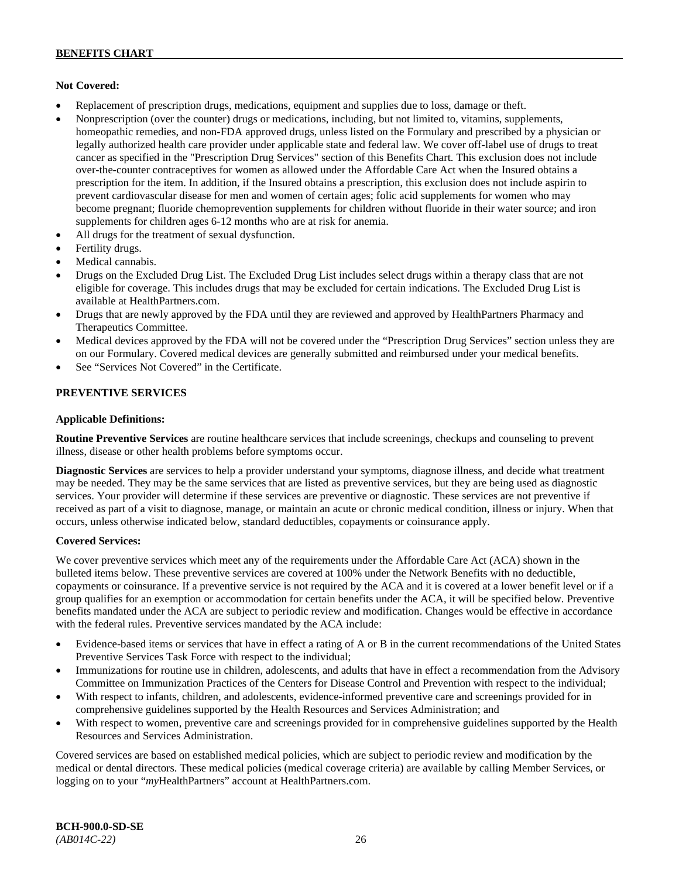**Not Covered:**

- Replacement of prescription drugs, medications, equipment and supplies due to loss, damage or theft.
- Nonprescription (over the counter) drugs or medications, including, but not limited to, vitamins, supplements, homeopathic remedies, and non-FDA approved drugs, unless listed on the Formulary and prescribed by a physician or legally authorized health care provider under applicable state and federal law. We cover off-label use of drugs to treat cancer as specified in the "Prescription Drug Services" section of this Benefits Chart. This exclusion does not include over-the-counter contraceptives for women as allowed under the Affordable Care Act when the Insured obtains a prescription for the item. In addition, if the Insured obtains a prescription, this exclusion does not include aspirin to prevent cardiovascular disease for men and women of certain ages; folic acid supplements for women who may become pregnant; fluoride chemoprevention supplements for children without fluoride in their water source; and iron supplements for children ages 6-12 months who are at risk for anemia.
- All drugs for the treatment of sexual dysfunction.
- Fertility drugs.
- Medical cannabis.
- Drugs on the Excluded Drug List. The Excluded Drug List includes select drugs within a therapy class that are not eligible for coverage. This includes drugs that may be excluded for certain indications. The Excluded Drug List is available at HealthPartners.com.
- Drugs that are newly approved by the FDA until they are reviewed and approved by HealthPartners Pharmacy and Therapeutics Committee.
- Medical devices approved by the FDA will not be covered under the "Prescription Drug Services" section unless they are on our Formulary. Covered medical devices are generally submitted and reimbursed under your medical benefits.
- See "Services Not Covered" in the Certificate.

## PREVENTIVE SERVICES

**Applicable Definitions:**

**Routine Preventive Services** are routine healthcare services that include screenings, checkups and counseling to prevent illness, disease or other health problems before symptoms occur.

**Diagnostic Services** are services to help a provider understand your symptoms, diagnose illness, and decide what treatment may be needed. They may be the same services that are listed as preventive services, but they are being used as diagnostic services. Your provider will determine if these services are preventive or diagnostic. These services are not preventive if received as part of a visit to diagnose, manage, or maintain an acute or chronic medical condition, illness or injury. When that occurs, unless otherwise indicated below, standard deductibles, copayments or coinsurance apply.

**Covered Services:**

We cover preventive services which meet any of the requirements under the Affordable Care Act (ACA) shown in the bulleted items below. These preventive services are covered at 100% under the Network Benefits with no deductible, copayments or coinsurance. If a preventive service is not required by the ACA and it is covered at a lower benefit level or if a group qualifies for an exemption or accommodation for certain benefits under the ACA, it will be specified below. Preventive benefits mandated under the ACA are subject to periodic review and modification. Changes would be effective in accordance with the federal rules. Preventive services mandated by the ACA include:

- Evidence-based items or services that have in effect a rating of A or B in the current recommendations of the United States Preventive Services Task Force with respect to the individual;
- Immunizations for routine use in children, adolescents, and adults that have in effect a recommendation from the Advisory Committee on Immunization Practices of the Centers for Disease Control and Prevention with respect to the individual;
- With respect to infants, children, and adolescents, evidence-informed preventive care and screenings provided for in comprehensive guidelines supported by the Health Resources and Services Administration; and
- With respect to women, preventive care and screenings provided for in comprehensive guidelines supported by the Health Resources and Services Administration.

Covered services are based on established medical policies, which are subject to periodic review and modification by the medical or dental directors. These medical policies (medical coverage criteria) are available by calling Member Services, or logging on to your "*my*HealthPartners" account at HealthPartners.com.

**BCH-900.0-SD-SE**
*(AB014C-22)*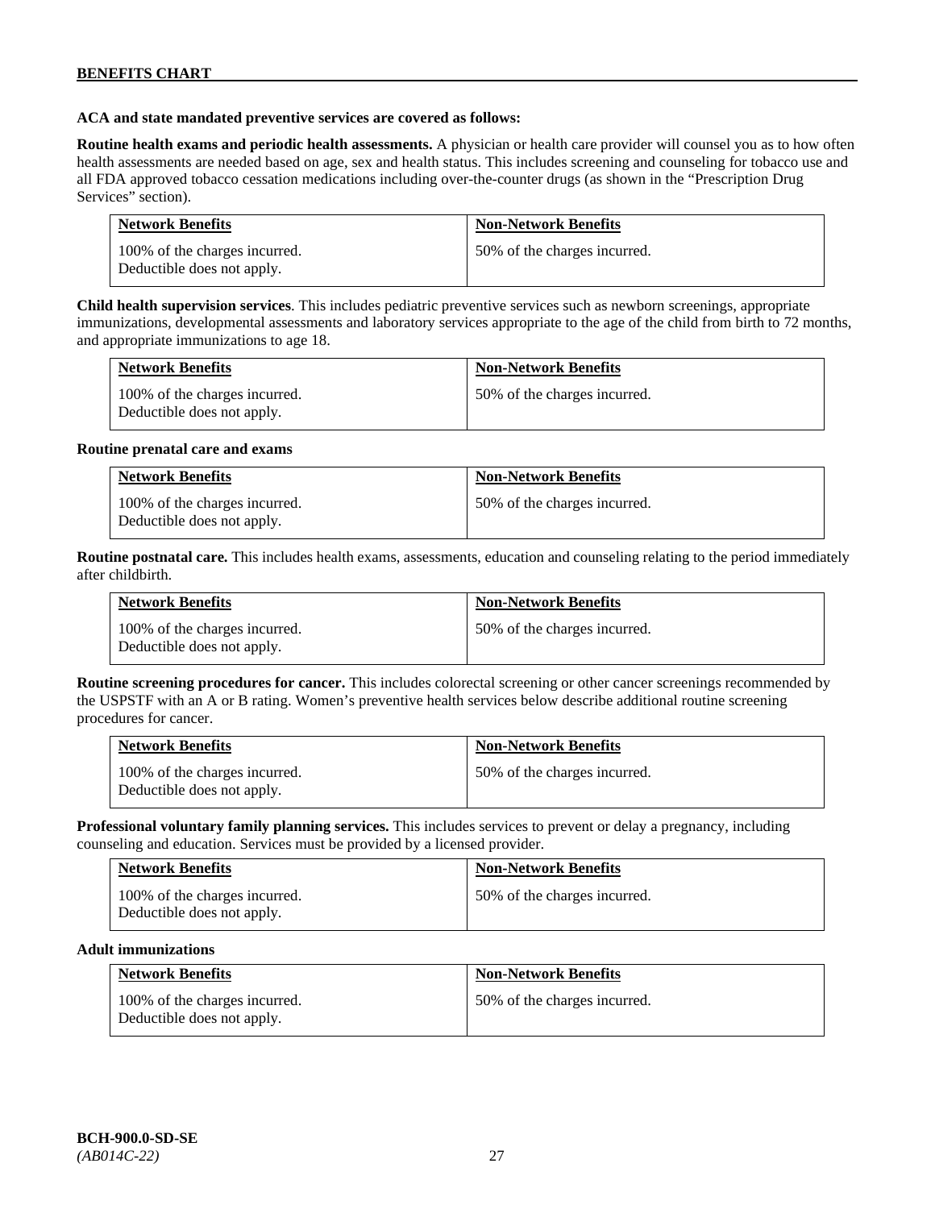**ACA and state mandated preventive services are covered as follows:**

**Routine health exams and periodic health assessments.** A physician or health care provider will counsel you as to how often health assessments are needed based on age, sex and health status. This includes screening and counseling for tobacco use and all FDA approved tobacco cessation medications including over-the-counter drugs (as shown in the "Prescription Drug Services" section).

| Network Benefits | Non-Network Benefits |
| --- | --- |
| 100% of the charges incurred. Deductible does not apply. | 50% of the charges incurred. |

**Child health supervision services**. This includes pediatric preventive services such as newborn screenings, appropriate immunizations, developmental assessments and laboratory services appropriate to the age of the child from birth to 72 months, and appropriate immunizations to age 18.

| Network Benefits | Non-Network Benefits |
| --- | --- |
| 100% of the charges incurred. Deductible does not apply. | 50% of the charges incurred. |

**Routine prenatal care and exams**

| Network Benefits | Non-Network Benefits |
| --- | --- |
| 100% of the charges incurred. Deductible does not apply. | 50% of the charges incurred. |

**Routine postnatal care.** This includes health exams, assessments, education and counseling relating to the period immediately after childbirth.

| Network Benefits | Non-Network Benefits |
| --- | --- |
| 100% of the charges incurred. Deductible does not apply. | 50% of the charges incurred. |

**Routine screening procedures for cancer.** This includes colorectal screening or other cancer screenings recommended by the USPSTF with an A or B rating. Women's preventive health services below describe additional routine screening procedures for cancer.

| Network Benefits | Non-Network Benefits |
| --- | --- |
| 100% of the charges incurred. Deductible does not apply. | 50% of the charges incurred. |

**Professional voluntary family planning services.** This includes services to prevent or delay a pregnancy, including counseling and education. Services must be provided by a licensed provider.

| Network Benefits | Non-Network Benefits |
| --- | --- |
| 100% of the charges incurred. Deductible does not apply. | 50% of the charges incurred. |

**Adult immunizations**

| Network Benefits | Non-Network Benefits |
| --- | --- |
| 100% of the charges incurred. Deductible does not apply. | 50% of the charges incurred. |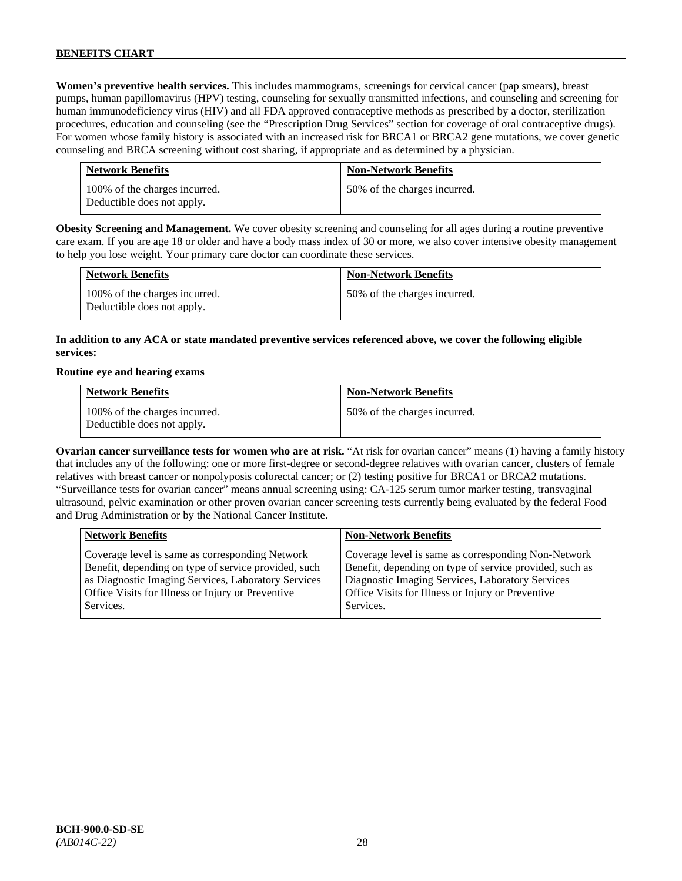**Women's preventive health services.** This includes mammograms, screenings for cervical cancer (pap smears), breast pumps, human papillomavirus (HPV) testing, counseling for sexually transmitted infections, and counseling and screening for human immunodeficiency virus (HIV) and all FDA approved contraceptive methods as prescribed by a doctor, sterilization procedures, education and counseling (see the "Prescription Drug Services" section for coverage of oral contraceptive drugs). For women whose family history is associated with an increased risk for BRCA1 or BRCA2 gene mutations, we cover genetic counseling and BRCA screening without cost sharing, if appropriate and as determined by a physician.

| Network Benefits | Non-Network Benefits |
|---|---|
| 100% of the charges incurred. Deductible does not apply. | 50% of the charges incurred. |

**Obesity Screening and Management.** We cover obesity screening and counseling for all ages during a routine preventive care exam. If you are age 18 or older and have a body mass index of 30 or more, we also cover intensive obesity management to help you lose weight. Your primary care doctor can coordinate these services.

| Network Benefits | Non-Network Benefits |
|---|---|
| 100% of the charges incurred. Deductible does not apply. | 50% of the charges incurred. |

**In addition to any ACA or state mandated preventive services referenced above, we cover the following eligible services:**

**Routine eye and hearing exams**

| Network Benefits | Non-Network Benefits |
|---|---|
| 100% of the charges incurred. Deductible does not apply. | 50% of the charges incurred. |

**Ovarian cancer surveillance tests for women who are at risk.** "At risk for ovarian cancer" means (1) having a family history that includes any of the following: one or more first-degree or second-degree relatives with ovarian cancer, clusters of female relatives with breast cancer or nonpolyposis colorectal cancer; or (2) testing positive for BRCA1 or BRCA2 mutations. "Surveillance tests for ovarian cancer" means annual screening using: CA-125 serum tumor marker testing, transvaginal ultrasound, pelvic examination or other proven ovarian cancer screening tests currently being evaluated by the federal Food and Drug Administration or by the National Cancer Institute.

| Network Benefits | Non-Network Benefits |
|---|---|
| Coverage level is same as corresponding Network Benefit, depending on type of service provided, such as Diagnostic Imaging Services, Laboratory Services Office Visits for Illness or Injury or Preventive Services. | Coverage level is same as corresponding Non-Network Benefit, depending on type of service provided, such as Diagnostic Imaging Services, Laboratory Services Office Visits for Illness or Injury or Preventive Services. |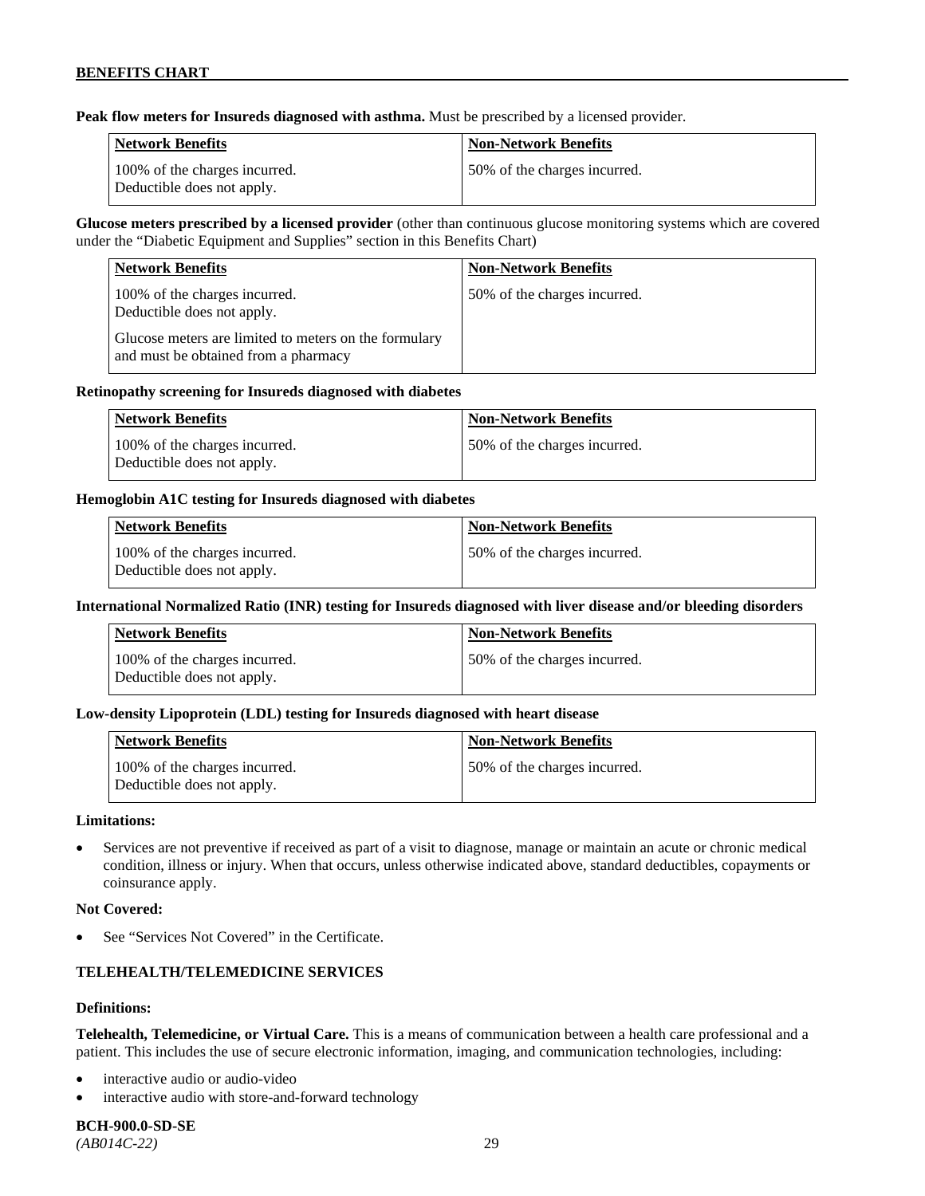**Peak flow meters for Insureds diagnosed with asthma.** Must be prescribed by a licensed provider.

| Network Benefits | Non-Network Benefits |
|---|---|
| 100% of the charges incurred. Deductible does not apply. | 50% of the charges incurred. |

**Glucose meters prescribed by a licensed provider** (other than continuous glucose monitoring systems which are covered under the "Diabetic Equipment and Supplies" section in this Benefits Chart)

| Network Benefits | Non-Network Benefits |
|---|---|
| 100% of the charges incurred. Deductible does not apply. Glucose meters are limited to meters on the formulary and must be obtained from a pharmacy | 50% of the charges incurred. |

**Retinopathy screening for Insureds diagnosed with diabetes**

| Network Benefits | Non-Network Benefits |
|---|---|
| 100% of the charges incurred. Deductible does not apply. | 50% of the charges incurred. |

**Hemoglobin A1C testing for Insureds diagnosed with diabetes**

| Network Benefits | Non-Network Benefits |
|---|---|
| 100% of the charges incurred. Deductible does not apply. | 50% of the charges incurred. |

**International Normalized Ratio (INR) testing for Insureds diagnosed with liver disease and/or bleeding disorders**

| Network Benefits | Non-Network Benefits |
|---|---|
| 100% of the charges incurred. Deductible does not apply. | 50% of the charges incurred. |

**Low-density Lipoprotein (LDL) testing for Insureds diagnosed with heart disease**

| Network Benefits | Non-Network Benefits |
|---|---|
| 100% of the charges incurred. Deductible does not apply. | 50% of the charges incurred. |

**Limitations:**

- Services are not preventive if received as part of a visit to diagnose, manage or maintain an acute or chronic medical condition, illness or injury. When that occurs, unless otherwise indicated above, standard deductibles, copayments or coinsurance apply.

**Not Covered:**

- See "Services Not Covered" in the Certificate.

## TELEHEALTH/TELEMEDICINE SERVICES

**Definitions:**

**Telehealth, Telemedicine, or Virtual Care.** This is a means of communication between a health care professional and a patient. This includes the use of secure electronic information, imaging, and communication technologies, including:

- interactive audio or audio-video
- interactive audio with store-and-forward technology

**BCH-900.0-SD-SE**
*(AB014C-22)*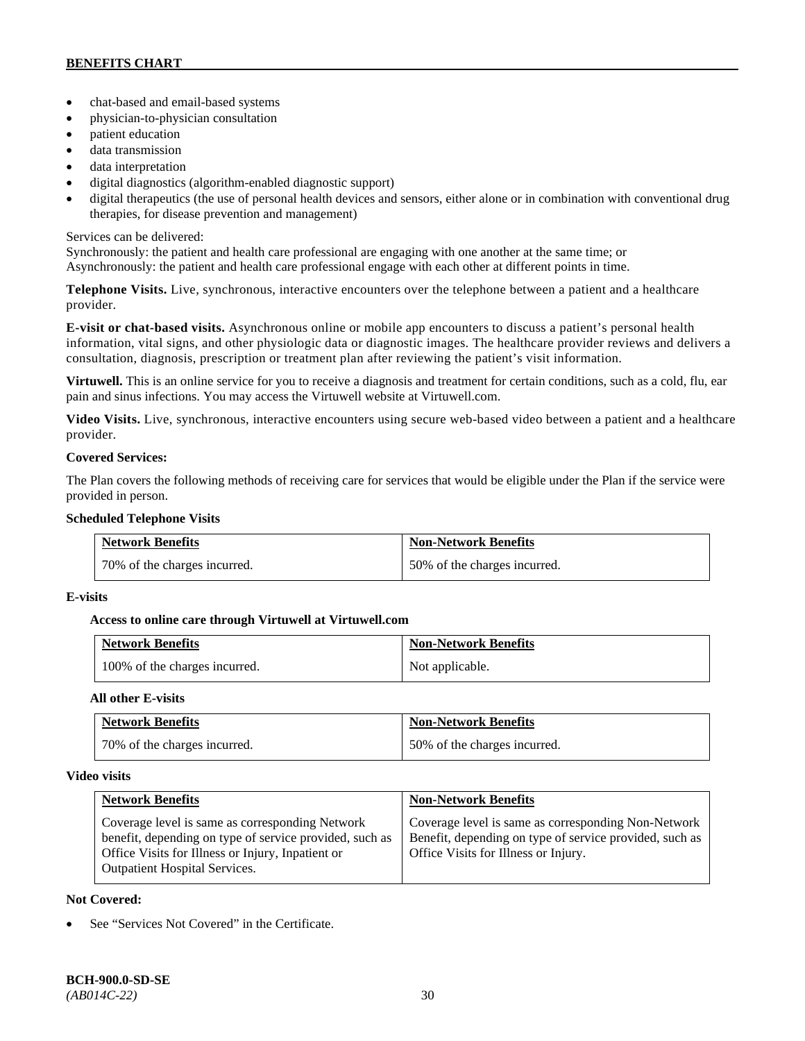- chat-based and email-based systems
- physician-to-physician consultation
- patient education
- data transmission
- data interpretation
- digital diagnostics (algorithm-enabled diagnostic support)
- digital therapeutics (the use of personal health devices and sensors, either alone or in combination with conventional drug therapies, for disease prevention and management)

Services can be delivered:
Synchronously: the patient and health care professional are engaging with one another at the same time; or
Asynchronously: the patient and health care professional engage with each other at different points in time.

**Telephone Visits.** Live, synchronous, interactive encounters over the telephone between a patient and a healthcare provider.

**E-visit or chat-based visits.** Asynchronous online or mobile app encounters to discuss a patient's personal health information, vital signs, and other physiologic data or diagnostic images. The healthcare provider reviews and delivers a consultation, diagnosis, prescription or treatment plan after reviewing the patient's visit information.

**Virtuwell.** This is an online service for you to receive a diagnosis and treatment for certain conditions, such as a cold, flu, ear pain and sinus infections. You may access the Virtuwell website at Virtuwell.com.

**Video Visits.** Live, synchronous, interactive encounters using secure web-based video between a patient and a healthcare provider.

**Covered Services:**

The Plan covers the following methods of receiving care for services that would be eligible under the Plan if the service were provided in person.

**Scheduled Telephone Visits**

| Network Benefits | Non-Network Benefits |
|---|---|
| 70% of the charges incurred. | 50% of the charges incurred. |

**E-visits**

**Access to online care through Virtuwell at Virtuwell.com**

| Network Benefits | Non-Network Benefits |
|---|---|
| 100% of the charges incurred. | Not applicable. |

**All other E-visits**

| Network Benefits | Non-Network Benefits |
|---|---|
| 70% of the charges incurred. | 50% of the charges incurred. |

**Video visits**

| Network Benefits | Non-Network Benefits |
|---|---|
| Coverage level is same as corresponding Network benefit, depending on type of service provided, such as Office Visits for Illness or Injury, Inpatient or Outpatient Hospital Services. | Coverage level is same as corresponding Non-Network Benefit, depending on type of service provided, such as Office Visits for Illness or Injury. |

**Not Covered:**

- See "Services Not Covered" in the Certificate.

**BCH-900.0-SD-SE**
*(AB014C-22)*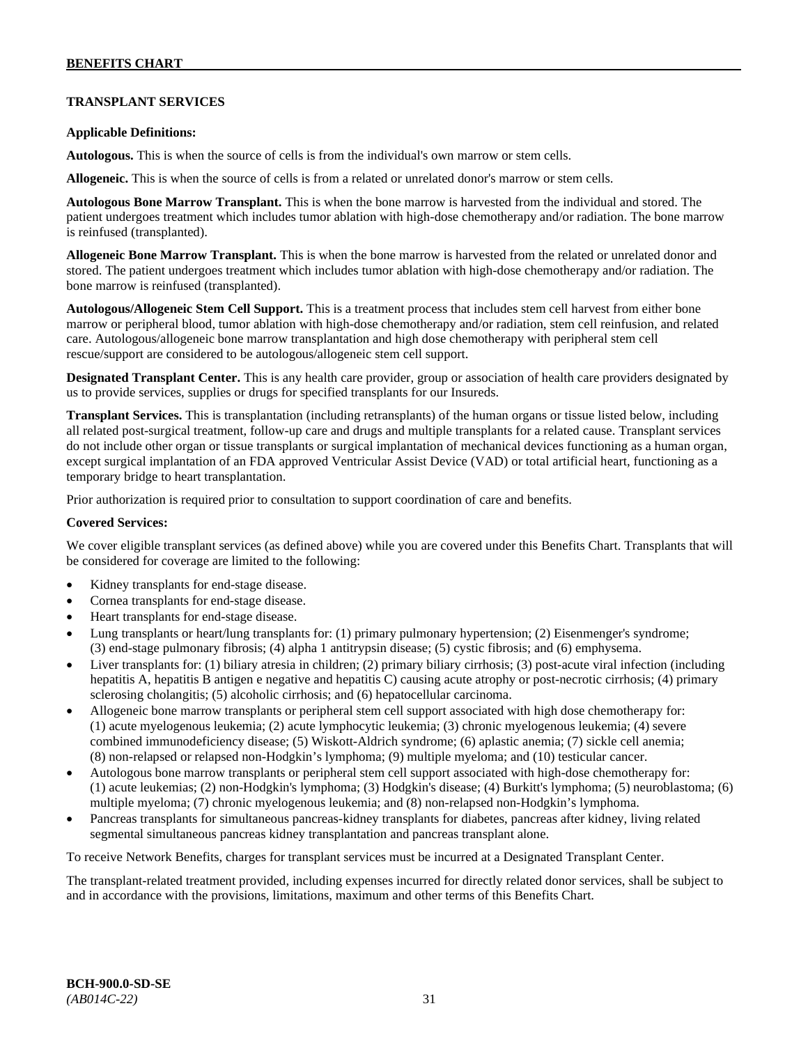## TRANSPLANT SERVICES

**Applicable Definitions:**

**Autologous.** This is when the source of cells is from the individual's own marrow or stem cells.

**Allogeneic.** This is when the source of cells is from a related or unrelated donor's marrow or stem cells.

**Autologous Bone Marrow Transplant.** This is when the bone marrow is harvested from the individual and stored. The patient undergoes treatment which includes tumor ablation with high-dose chemotherapy and/or radiation. The bone marrow is reinfused (transplanted).

**Allogeneic Bone Marrow Transplant.** This is when the bone marrow is harvested from the related or unrelated donor and stored. The patient undergoes treatment which includes tumor ablation with high-dose chemotherapy and/or radiation. The bone marrow is reinfused (transplanted).

**Autologous/Allogeneic Stem Cell Support.** This is a treatment process that includes stem cell harvest from either bone marrow or peripheral blood, tumor ablation with high-dose chemotherapy and/or radiation, stem cell reinfusion, and related care. Autologous/allogeneic bone marrow transplantation and high dose chemotherapy with peripheral stem cell rescue/support are considered to be autologous/allogeneic stem cell support.

**Designated Transplant Center.** This is any health care provider, group or association of health care providers designated by us to provide services, supplies or drugs for specified transplants for our Insureds.

**Transplant Services.** This is transplantation (including retransplants) of the human organs or tissue listed below, including all related post-surgical treatment, follow-up care and drugs and multiple transplants for a related cause. Transplant services do not include other organ or tissue transplants or surgical implantation of mechanical devices functioning as a human organ, except surgical implantation of an FDA approved Ventricular Assist Device (VAD) or total artificial heart, functioning as a temporary bridge to heart transplantation.

Prior authorization is required prior to consultation to support coordination of care and benefits.

**Covered Services:**

We cover eligible transplant services (as defined above) while you are covered under this Benefits Chart. Transplants that will be considered for coverage are limited to the following:

- Kidney transplants for end-stage disease.
- Cornea transplants for end-stage disease.
- Heart transplants for end-stage disease.
- Lung transplants or heart/lung transplants for: (1) primary pulmonary hypertension; (2) Eisenmenger's syndrome; (3) end-stage pulmonary fibrosis; (4) alpha 1 antitrypsin disease; (5) cystic fibrosis; and (6) emphysema.
- Liver transplants for: (1) biliary atresia in children; (2) primary biliary cirrhosis; (3) post-acute viral infection (including hepatitis A, hepatitis B antigen e negative and hepatitis C) causing acute atrophy or post-necrotic cirrhosis; (4) primary sclerosing cholangitis; (5) alcoholic cirrhosis; and (6) hepatocellular carcinoma.
- Allogeneic bone marrow transplants or peripheral stem cell support associated with high dose chemotherapy for: (1) acute myelogenous leukemia; (2) acute lymphocytic leukemia; (3) chronic myelogenous leukemia; (4) severe combined immunodeficiency disease; (5) Wiskott-Aldrich syndrome; (6) aplastic anemia; (7) sickle cell anemia; (8) non-relapsed or relapsed non-Hodgkin's lymphoma; (9) multiple myeloma; and (10) testicular cancer.
- Autologous bone marrow transplants or peripheral stem cell support associated with high-dose chemotherapy for: (1) acute leukemias; (2) non-Hodgkin's lymphoma; (3) Hodgkin's disease; (4) Burkitt's lymphoma; (5) neuroblastoma; (6) multiple myeloma; (7) chronic myelogenous leukemia; and (8) non-relapsed non-Hodgkin's lymphoma.
- Pancreas transplants for simultaneous pancreas-kidney transplants for diabetes, pancreas after kidney, living related segmental simultaneous pancreas kidney transplantation and pancreas transplant alone.

To receive Network Benefits, charges for transplant services must be incurred at a Designated Transplant Center.

The transplant-related treatment provided, including expenses incurred for directly related donor services, shall be subject to and in accordance with the provisions, limitations, maximum and other terms of this Benefits Chart.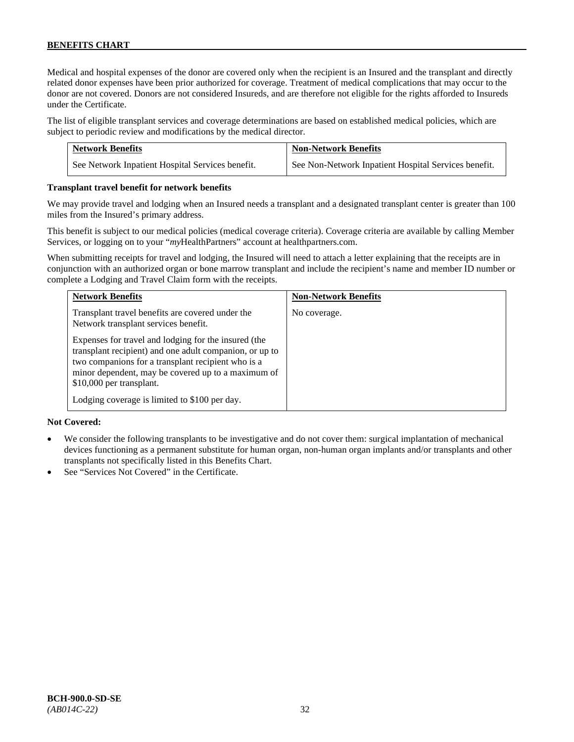Medical and hospital expenses of the donor are covered only when the recipient is an Insured and the transplant and directly related donor expenses have been prior authorized for coverage. Treatment of medical complications that may occur to the donor are not covered. Donors are not considered Insureds, and are therefore not eligible for the rights afforded to Insureds under the Certificate.

The list of eligible transplant services and coverage determinations are based on established medical policies, which are subject to periodic review and modifications by the medical director.

| Network Benefits | Non-Network Benefits |
| --- | --- |
| See Network Inpatient Hospital Services benefit. | See Non-Network Inpatient Hospital Services benefit. |

**Transplant travel benefit for network benefits**

We may provide travel and lodging when an Insured needs a transplant and a designated transplant center is greater than 100 miles from the Insured's primary address.

This benefit is subject to our medical policies (medical coverage criteria). Coverage criteria are available by calling Member Services, or logging on to your "*my*HealthPartners" account at healthpartners.com.

When submitting receipts for travel and lodging, the Insured will need to attach a letter explaining that the receipts are in conjunction with an authorized organ or bone marrow transplant and include the recipient's name and member ID number or complete a Lodging and Travel Claim form with the receipts.

| Network Benefits | Non-Network Benefits |
| --- | --- |
| Transplant travel benefits are covered under the Network transplant services benefit.<br><br>Expenses for travel and lodging for the insured (the transplant recipient) and one adult companion, or up to two companions for a transplant recipient who is a minor dependent, may be covered up to a maximum of $10,000 per transplant.<br><br>Lodging coverage is limited to $100 per day. | No coverage. |

**Not Covered:**

- We consider the following transplants to be investigative and do not cover them: surgical implantation of mechanical devices functioning as a permanent substitute for human organ, non-human organ implants and/or transplants and other transplants not specifically listed in this Benefits Chart.
- See "Services Not Covered" in the Certificate.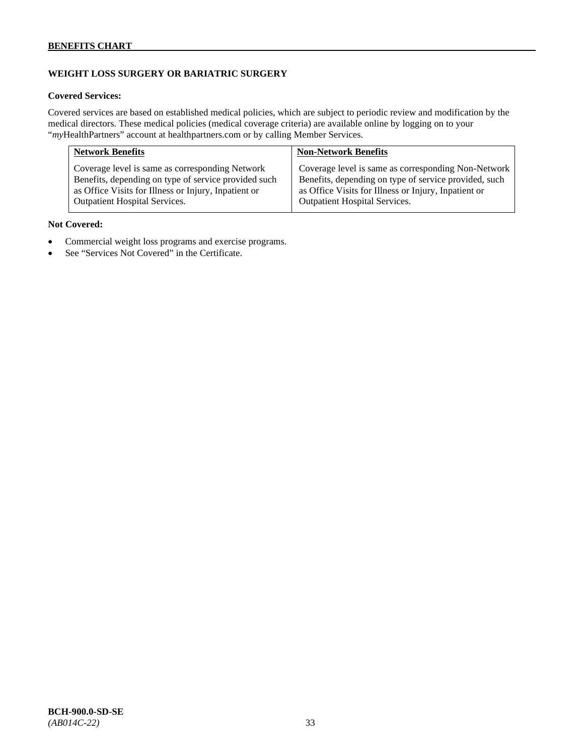## WEIGHT LOSS SURGERY OR BARIATRIC SURGERY

**Covered Services:**

Covered services are based on established medical policies, which are subject to periodic review and modification by the medical directors. These medical policies (medical coverage criteria) are available online by logging on to your "*my*HealthPartners" account at healthpartners.com or by calling Member Services.

| Network Benefits | Non-Network Benefits |
|---|---|
| Coverage level is same as corresponding Network Benefits, depending on type of service provided such as Office Visits for Illness or Injury, Inpatient or Outpatient Hospital Services. | Coverage level is same as corresponding Non-Network Benefits, depending on type of service provided, such as Office Visits for Illness or Injury, Inpatient or Outpatient Hospital Services. |

**Not Covered:**

- Commercial weight loss programs and exercise programs.
- See "Services Not Covered" in the Certificate.